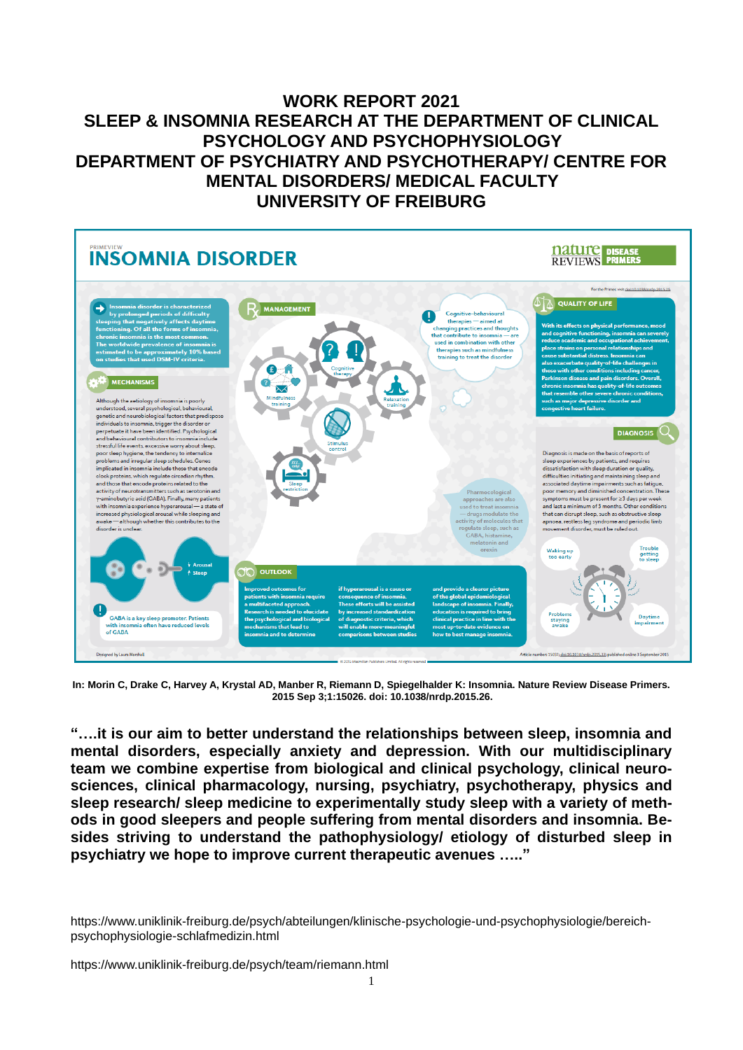# WORK REPORT 2021

# SLEEP & INSOMNIA RESEARCH AT THE DEPARTMENT OF CLINICAL PSYCHOLOGY AND PSYCHOPHYSIOLOGY

# DEPARTMENT OF PSYCHIATRY AND PSYCHOTHERAPY/ CENTRE FOR MENTAL DISORDERS/ MEDICAL FACULTY

# UNIVERSITY OF FREIBURG

PRIMEVIEW

## INSOMNIA DISORDER

nature REVIEWS DISEASE PRIMERS

For the Primer, visit doi:10.1038/nrdp.2015.26

**Insomnia disorder is characterized by prolonged periods of difficulty sleeping that negatively affects daytime functioning. Of all the forms of insomnia, chronic insomnia is the most common. The worldwide prevalence of insomnia is estimated to be approximately 10% based on studies that used DSM-IV criteria.**

**MECHANISMS**

Although the aetiology of insomnia is poorly understood, several psychological, behavioural, genetic and neurobiological factors that predispose individuals to insomnia, trigger the disorder or perpetuate it have been identified. Psychological and behavioural contributors to insomnia include stressful life events, excessive worry about sleep, poor sleep hygiene, the tendency to internalize problems and irregular sleep schedules. Genes implicated in insomnia include those that encode clock proteins, which regulate circadian rhythm, and those that encode proteins related to the activity of neurotransmitters such as serotonin and γ-aminobutyric acid (GABA). Finally, many patients with insomnia experience hyperarousal — a state of increased physiological arousal while sleeping and awake — although whether this contributes to the disorder is unclear.

↓ Arousal ↑ Sleep

GABA is a key sleep promoter. Patients with insomnia often have reduced levels of GABA

**MANAGEMENT**

Cognitive–behavioural therapies — aimed at changing practices and thoughts that contribute to insomnia — are used in combination with other therapies such as mindfulness training to treat the disorder

Cognitive therapy · Mindfulness training · Relaxation training · Stimulus control · Sleep restriction

Pharmacological approaches are also used to treat insomnia — drugs modulate the activity of molecules that regulate sleep, such as GABA, histamine, melatonin and orexin

**QUALITY OF LIFE**

With its effects on physical performance, mood and cognitive functioning, insomnia can severely reduce academic and occupational achievement, place strains on personal relationships and cause substantial distress. Insomnia can also exacerbate quality-of-life challenges in those with other conditions including cancer, Parkinson disease and pain disorders. Overall, chronic insomnia has quality-of-life outcomes that resemble other severe chronic conditions, such as major depressive disorder and congestive heart failure.

**DIAGNOSIS**

Diagnosis is made on the basis of reports of sleep experiences by patients, and requires dissatisfaction with sleep duration or quality, difficulties initiating and maintaining sleep and associated daytime impairments such as fatigue, poor memory and diminished concentration. These symptoms must be present for ≥3 days per week and last a minimum of 3 months. Other conditions that can disrupt sleep, such as obstructive sleep apnoea, restless leg syndrome and periodic limb movement disorder, must be ruled out.

Waking up too early · Trouble getting to sleep · Problems staying awake · Daytime impairment

**OUTLOOK**

Improved outcomes for patients with insomnia require a multifaceted approach. Research is needed to elucidate the psychological and biological mechanisms that lead to insomnia and to determine if hyperarousal is a cause or consequence of insomnia. These efforts will be assisted by increased standardization of diagnostic criteria, which will enable more-meaningful comparisons between studies and provide a clearer picture of the global epidemiological landscape of insomnia. Finally, education is required to bring clinical practice in line with the most up-to-date evidence on how to best manage insomnia.

Designed by Laura Marshall · © 2015 Macmillan Publishers Limited. All rights reserved · Article number: 15026; doi:10.1038/nrdp.2015.26; published online 3 September 2015

**In: Morin C, Drake C, Harvey A, Krystal AD, Manber R, Riemann D, Spiegelhalder K: Insomnia. Nature Review Disease Primers. 2015 Sep 3;1:15026. doi: 10.1038/nrdp.2015.26.**

**"….it is our aim to better understand the relationships between sleep, insomnia and mental disorders, especially anxiety and depression. With our multidisciplinary team we combine expertise from biological and clinical psychology, clinical neuro-sciences, clinical pharmacology, nursing, psychiatry, psychotherapy, physics and sleep research/ sleep medicine to experimentally study sleep with a variety of meth-ods in good sleepers and people suffering from mental disorders and insomnia. Be-sides striving to understand the pathophysiology/ etiology of disturbed sleep in psychiatry we hope to improve current therapeutic avenues ….."**

https://www.uniklinik-freiburg.de/psych/abteilungen/klinische-psychologie-und-psychophysiologie/bereich-psychophysiologie-schlafmedizin.html

https://www.uniklinik-freiburg.de/psych/team/riemann.html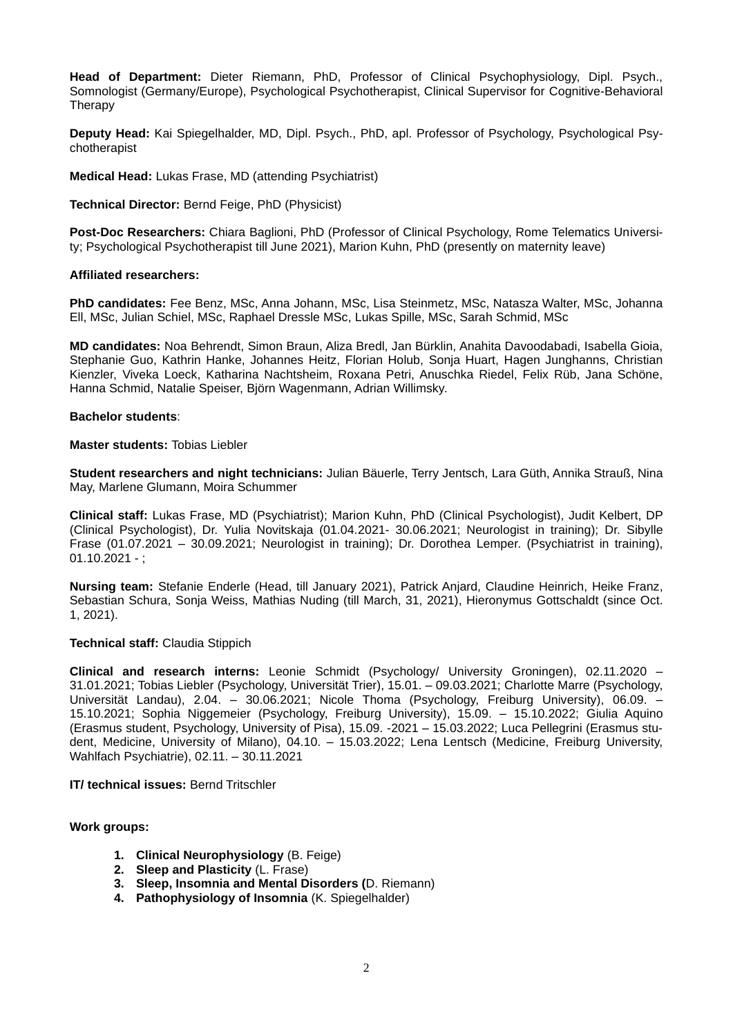**Head of Department:** Dieter Riemann, PhD, Professor of Clinical Psychophysiology, Dipl. Psych., Somnologist (Germany/Europe), Psychological Psychotherapist, Clinical Supervisor for Cognitive-Behavioral Therapy

**Deputy Head:** Kai Spiegelhalder, MD, Dipl. Psych., PhD, apl. Professor of Psychology, Psychological Psychotherapist

**Medical Head:** Lukas Frase, MD (attending Psychiatrist)

**Technical Director:** Bernd Feige, PhD (Physicist)

**Post-Doc Researchers:** Chiara Baglioni, PhD (Professor of Clinical Psychology, Rome Telematics University; Psychological Psychotherapist till June 2021), Marion Kuhn, PhD (presently on maternity leave)

**Affiliated researchers:**

**PhD candidates:** Fee Benz, MSc, Anna Johann, MSc, Lisa Steinmetz, MSc, Natasza Walter, MSc, Johanna Ell, MSc, Julian Schiel, MSc, Raphael Dressle MSc, Lukas Spille, MSc, Sarah Schmid, MSc

**MD candidates:** Noa Behrendt, Simon Braun, Aliza Bredl, Jan Bürklin, Anahita Davoodabadi, Isabella Gioia, Stephanie Guo, Kathrin Hanke, Johannes Heitz, Florian Holub, Sonja Huart, Hagen Junghanns, Christian Kienzler, Viveka Loeck, Katharina Nachtsheim, Roxana Petri, Anuschka Riedel, Felix Rüb, Jana Schöne, Hanna Schmid, Natalie Speiser, Björn Wagenmann, Adrian Willimsky.

**Bachelor students**:

**Master students:** Tobias Liebler

**Student researchers and night technicians:** Julian Bäuerle, Terry Jentsch, Lara Güth, Annika Strauß, Nina May, Marlene Glumann, Moira Schummer

**Clinical staff:** Lukas Frase, MD (Psychiatrist); Marion Kuhn, PhD (Clinical Psychologist), Judit Kelbert, DP (Clinical Psychologist), Dr. Yulia Novitskaja (01.04.2021- 30.06.2021; Neurologist in training); Dr. Sibylle Frase (01.07.2021 – 30.09.2021; Neurologist in training); Dr. Dorothea Lemper. (Psychiatrist in training), 01.10.2021 - ;

**Nursing team:** Stefanie Enderle (Head, till January 2021), Patrick Anjard, Claudine Heinrich, Heike Franz, Sebastian Schura, Sonja Weiss, Mathias Nuding (till March, 31, 2021), Hieronymus Gottschaldt (since Oct. 1, 2021).

**Technical staff:** Claudia Stippich

**Clinical and research interns:** Leonie Schmidt (Psychology/ University Groningen), 02.11.2020 – 31.01.2021; Tobias Liebler (Psychology, Universität Trier), 15.01. – 09.03.2021; Charlotte Marre (Psychology, Universität Landau), 2.04. – 30.06.2021; Nicole Thoma (Psychology, Freiburg University), 06.09. – 15.10.2021; Sophia Niggemeier (Psychology, Freiburg University), 15.09. – 15.10.2022; Giulia Aquino (Erasmus student, Psychology, University of Pisa), 15.09. -2021 – 15.03.2022; Luca Pellegrini (Erasmus student, Medicine, University of Milano), 04.10. – 15.03.2022; Lena Lentsch (Medicine, Freiburg University, Wahlfach Psychiatrie), 02.11. – 30.11.2021

**IT/ technical issues:** Bernd Tritschler

**Work groups:**

1. **Clinical Neurophysiology** (B. Feige)
2. **Sleep and Plasticity** (L. Frase)
3. **Sleep, Insomnia and Mental Disorders (**D. Riemann)
4. **Pathophysiology of Insomnia** (K. Spiegelhalder)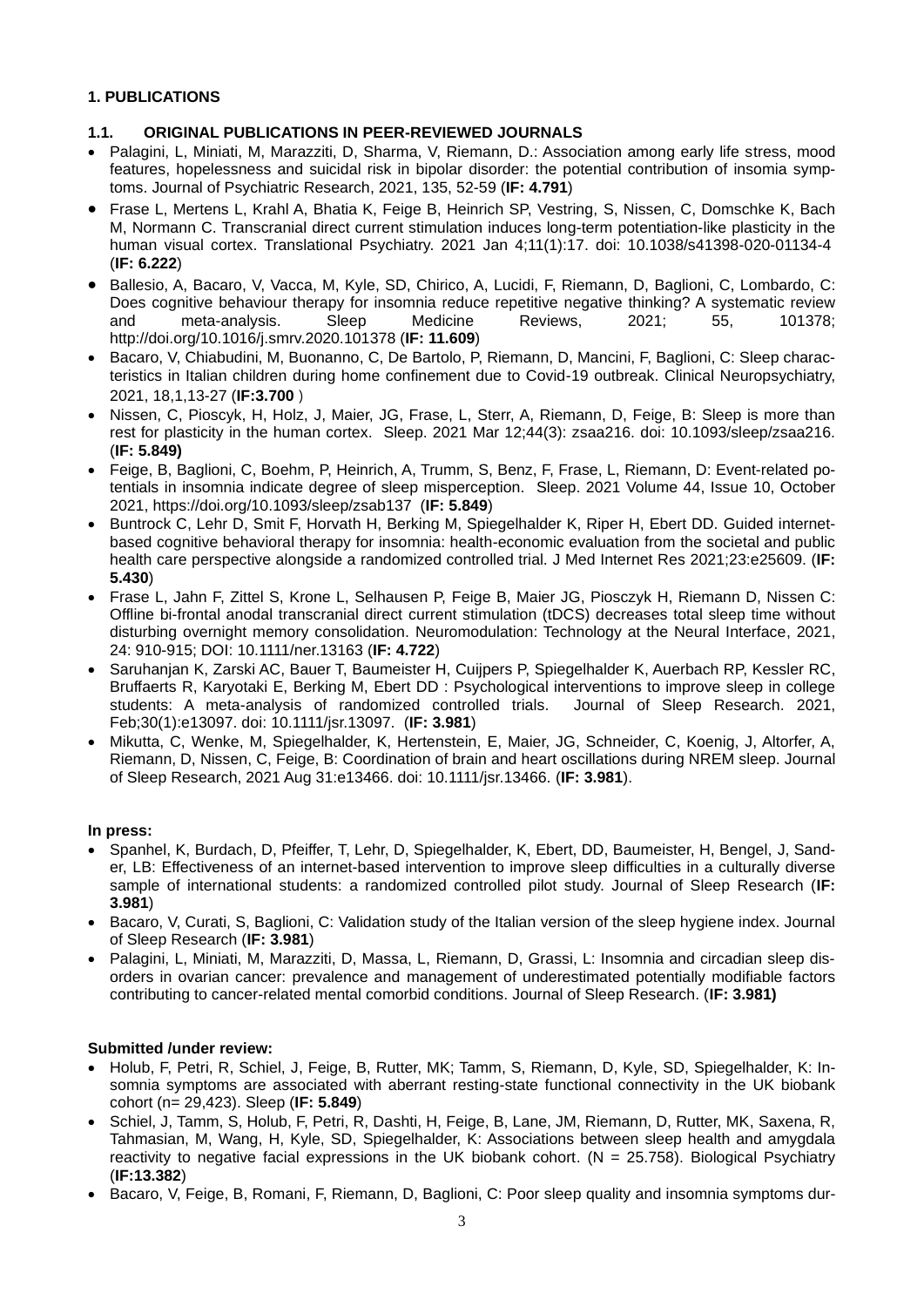## 1. PUBLICATIONS

### 1.1. ORIGINAL PUBLICATIONS IN PEER-REVIEWED JOURNALS

- Palagini, L, Miniati, M, Marazziti, D, Sharma, V, Riemann, D.: Association among early life stress, mood features, hopelessness and suicidal risk in bipolar disorder: the potential contribution of insomia symptoms. Journal of Psychiatric Research, 2021, 135, 52-59 (**IF: 4.791**)
- Frase L, Mertens L, Krahl A, Bhatia K, Feige B, Heinrich SP, Vestring, S, Nissen, C, Domschke K, Bach M, Normann C. Transcranial direct current stimulation induces long-term potentiation-like plasticity in the human visual cortex. Translational Psychiatry. 2021 Jan 4;11(1):17. doi: 10.1038/s41398-020-01134-4 (**IF: 6.222**)
- Ballesio, A, Bacaro, V, Vacca, M, Kyle, SD, Chirico, A, Lucidi, F, Riemann, D, Baglioni, C, Lombardo, C: Does cognitive behaviour therapy for insomnia reduce repetitive negative thinking? A systematic review and meta-analysis. Sleep Medicine Reviews, 2021; 55, 101378; http://doi.org/10.1016/j.smrv.2020.101378 (**IF: 11.609**)
- Bacaro, V, Chiabudini, M, Buonanno, C, De Bartolo, P, Riemann, D, Mancini, F, Baglioni, C: Sleep characteristics in Italian children during home confinement due to Covid-19 outbreak. Clinical Neuropsychiatry, 2021, 18,1,13-27 (**IF:3.700** )
- Nissen, C, Pioscyk, H, Holz, J, Maier, JG, Frase, L, Sterr, A, Riemann, D, Feige, B: Sleep is more than rest for plasticity in the human cortex. Sleep. 2021 Mar 12;44(3): zsaa216. doi: 10.1093/sleep/zsaa216. (**IF: 5.849)**
- Feige, B, Baglioni, C, Boehm, P, Heinrich, A, Trumm, S, Benz, F, Frase, L, Riemann, D: Event-related potentials in insomnia indicate degree of sleep misperception. Sleep. 2021 Volume 44, Issue 10, October 2021, https://doi.org/10.1093/sleep/zsab137 (**IF: 5.849**)
- Buntrock C, Lehr D, Smit F, Horvath H, Berking M, Spiegelhalder K, Riper H, Ebert DD. Guided internet-based cognitive behavioral therapy for insomnia: health-economic evaluation from the societal and public health care perspective alongside a randomized controlled trial. J Med Internet Res 2021;23:e25609. (**IF: 5.430**)
- Frase L, Jahn F, Zittel S, Krone L, Selhausen P, Feige B, Maier JG, Piosczyk H, Riemann D, Nissen C: Offline bi-frontal anodal transcranial direct current stimulation (tDCS) decreases total sleep time without disturbing overnight memory consolidation. Neuromodulation: Technology at the Neural Interface, 2021, 24: 910-915; DOI: 10.1111/ner.13163 (**IF: 4.722**)
- Saruhanjan K, Zarski AC, Bauer T, Baumeister H, Cuijpers P, Spiegelhalder K, Auerbach RP, Kessler RC, Bruffaerts R, Karyotaki E, Berking M, Ebert DD : Psychological interventions to improve sleep in college students: A meta-analysis of randomized controlled trials. Journal of Sleep Research. 2021, Feb;30(1):e13097. doi: 10.1111/jsr.13097. (**IF: 3.981**)
- Mikutta, C, Wenke, M, Spiegelhalder, K, Hertenstein, E, Maier, JG, Schneider, C, Koenig, J, Altorfer, A, Riemann, D, Nissen, C, Feige, B: Coordination of brain and heart oscillations during NREM sleep. Journal of Sleep Research, 2021 Aug 31:e13466. doi: 10.1111/jsr.13466. (**IF: 3.981**).

**In press:**

- Spanhel, K, Burdach, D, Pfeiffer, T, Lehr, D, Spiegelhalder, K, Ebert, DD, Baumeister, H, Bengel, J, Sander, LB: Effectiveness of an internet-based intervention to improve sleep difficulties in a culturally diverse sample of international students: a randomized controlled pilot study. Journal of Sleep Research (**IF: 3.981**)
- Bacaro, V, Curati, S, Baglioni, C: Validation study of the Italian version of the sleep hygiene index. Journal of Sleep Research (**IF: 3.981**)
- Palagini, L, Miniati, M, Marazziti, D, Massa, L, Riemann, D, Grassi, L: Insomnia and circadian sleep disorders in ovarian cancer: prevalence and management of underestimated potentially modifiable factors contributing to cancer-related mental comorbid conditions. Journal of Sleep Research. (**IF: 3.981)**

**Submitted /under review:**

- Holub, F, Petri, R, Schiel, J, Feige, B, Rutter, MK; Tamm, S, Riemann, D, Kyle, SD, Spiegelhalder, K: Insomnia symptoms are associated with aberrant resting-state functional connectivity in the UK biobank cohort (n= 29,423). Sleep (**IF: 5.849**)
- Schiel, J, Tamm, S, Holub, F, Petri, R, Dashti, H, Feige, B, Lane, JM, Riemann, D, Rutter, MK, Saxena, R, Tahmasian, M, Wang, H, Kyle, SD, Spiegelhalder, K: Associations between sleep health and amygdala reactivity to negative facial expressions in the UK biobank cohort. (N = 25.758). Biological Psychiatry (**IF:13.382**)
- Bacaro, V, Feige, B, Romani, F, Riemann, D, Baglioni, C: Poor sleep quality and insomnia symptoms dur-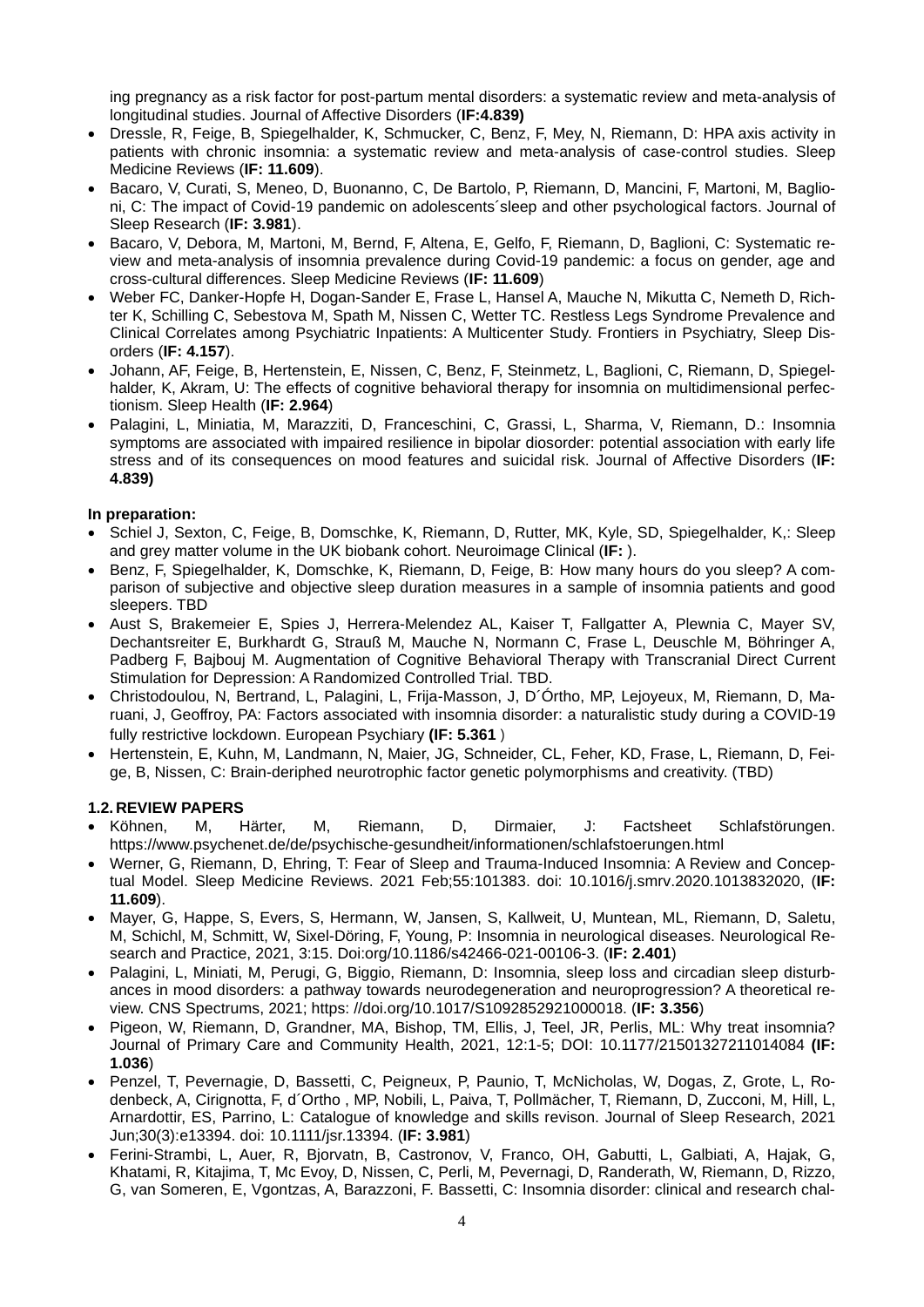ing pregnancy as a risk factor for post-partum mental disorders: a systematic review and meta-analysis of longitudinal studies. Journal of Affective Disorders (**IF:4.839)**

- Dressle, R, Feige, B, Spiegelhalder, K, Schmucker, C, Benz, F, Mey, N, Riemann, D: HPA axis activity in patients with chronic insomnia: a systematic review and meta-analysis of case-control studies. Sleep Medicine Reviews (**IF: 11.609**).
- Bacaro, V, Curati, S, Meneo, D, Buonanno, C, De Bartolo, P, Riemann, D, Mancini, F, Martoni, M, Baglioni, C: The impact of Covid-19 pandemic on adolescents´sleep and other psychological factors. Journal of Sleep Research (**IF: 3.981**).
- Bacaro, V, Debora, M, Martoni, M, Bernd, F, Altena, E, Gelfo, F, Riemann, D, Baglioni, C: Systematic review and meta-analysis of insomnia prevalence during Covid-19 pandemic: a focus on gender, age and cross-cultural differences. Sleep Medicine Reviews (**IF: 11.609**)
- Weber FC, Danker-Hopfe H, Dogan-Sander E, Frase L, Hansel A, Mauche N, Mikutta C, Nemeth D, Richter K, Schilling C, Sebestova M, Spath M, Nissen C, Wetter TC. Restless Legs Syndrome Prevalence and Clinical Correlates among Psychiatric Inpatients: A Multicenter Study. Frontiers in Psychiatry, Sleep Disorders (**IF: 4.157**).
- Johann, AF, Feige, B, Hertenstein, E, Nissen, C, Benz, F, Steinmetz, L, Baglioni, C, Riemann, D, Spiegelhalder, K, Akram, U: The effects of cognitive behavioral therapy for insomnia on multidimensional perfectionism. Sleep Health (**IF: 2.964**)
- Palagini, L, Miniatia, M, Marazziti, D, Franceschini, C, Grassi, L, Sharma, V, Riemann, D.: Insomnia symptoms are associated with impaired resilience in bipolar diosorder: potential association with early life stress and of its consequences on mood features and suicidal risk. Journal of Affective Disorders (**IF: 4.839)**

**In preparation:**

- Schiel J, Sexton, C, Feige, B, Domschke, K, Riemann, D, Rutter, MK, Kyle, SD, Spiegelhalder, K,: Sleep and grey matter volume in the UK biobank cohort. Neuroimage Clinical (**IF:** ).
- Benz, F, Spiegelhalder, K, Domschke, K, Riemann, D, Feige, B: How many hours do you sleep? A comparison of subjective and objective sleep duration measures in a sample of insomnia patients and good sleepers. TBD
- Aust S, Brakemeier E, Spies J, Herrera-Melendez AL, Kaiser T, Fallgatter A, Plewnia C, Mayer SV, Dechantsreiter E, Burkhardt G, Strauß M, Mauche N, Normann C, Frase L, Deuschle M, Böhringer A, Padberg F, Bajbouj M. Augmentation of Cognitive Behavioral Therapy with Transcranial Direct Current Stimulation for Depression: A Randomized Controlled Trial. TBD.
- Christodoulou, N, Bertrand, L, Palagini, L, Frija-Masson, J, D´Órtho, MP, Lejoyeux, M, Riemann, D, Maruani, J, Geoffroy, PA: Factors associated with insomnia disorder: a naturalistic study during a COVID-19 fully restrictive lockdown. European Psychiary **(IF: 5.361** )
- Hertenstein, E, Kuhn, M, Landmann, N, Maier, JG, Schneider, CL, Feher, KD, Frase, L, Riemann, D, Feige, B, Nissen, C: Brain-deriphed neurotrophic factor genetic polymorphisms and creativity. (TBD)

## 1.2. REVIEW PAPERS

- Köhnen, M, Härter, M, Riemann, D, Dirmaier, J: Factsheet Schlafstörungen. https://www.psychenet.de/de/psychische-gesundheit/informationen/schlafstoerungen.html
- Werner, G, Riemann, D, Ehring, T: Fear of Sleep and Trauma-Induced Insomnia: A Review and Conceptual Model. Sleep Medicine Reviews. 2021 Feb;55:101383. doi: 10.1016/j.smrv.2020.1013832020, (**IF: 11.609**).
- Mayer, G, Happe, S, Evers, S, Hermann, W, Jansen, S, Kallweit, U, Muntean, ML, Riemann, D, Saletu, M, Schichl, M, Schmitt, W, Sixel-Döring, F, Young, P: Insomnia in neurological diseases. Neurological Research and Practice, 2021, 3:15. Doi:org/10.1186/s42466-021-00106-3. (**IF: 2.401**)
- Palagini, L, Miniati, M, Perugi, G, Biggio, Riemann, D: Insomnia, sleep loss and circadian sleep disturbances in mood disorders: a pathway towards neurodegeneration and neuroprogression? A theoretical review. CNS Spectrums, 2021; https: //doi.org/10.1017/S1092852921000018. (**IF: 3.356**)
- Pigeon, W, Riemann, D, Grandner, MA, Bishop, TM, Ellis, J, Teel, JR, Perlis, ML: Why treat insomnia? Journal of Primary Care and Community Health, 2021, 12:1-5; DOI: 10.1177/21501327211014084 **(IF: 1.036**)
- Penzel, T, Pevernagie, D, Bassetti, C, Peigneux, P, Paunio, T, McNicholas, W, Dogas, Z, Grote, L, Rodenbeck, A, Cirignotta, F, d´Ortho , MP, Nobili, L, Paiva, T, Pollmächer, T, Riemann, D, Zucconi, M, Hill, L, Arnardottir, ES, Parrino, L: Catalogue of knowledge and skills revison. Journal of Sleep Research, 2021 Jun;30(3):e13394. doi: 10.1111/jsr.13394. (**IF: 3.981**)
- Ferini-Strambi, L, Auer, R, Bjorvatn, B, Castronov, V, Franco, OH, Gabutti, L, Galbiati, A, Hajak, G, Khatami, R, Kitajima, T, Mc Evoy, D, Nissen, C, Perli, M, Pevernagi, D, Randerath, W, Riemann, D, Rizzo, G, van Someren, E, Vgontzas, A, Barazzoni, F. Bassetti, C: Insomnia disorder: clinical and research chal-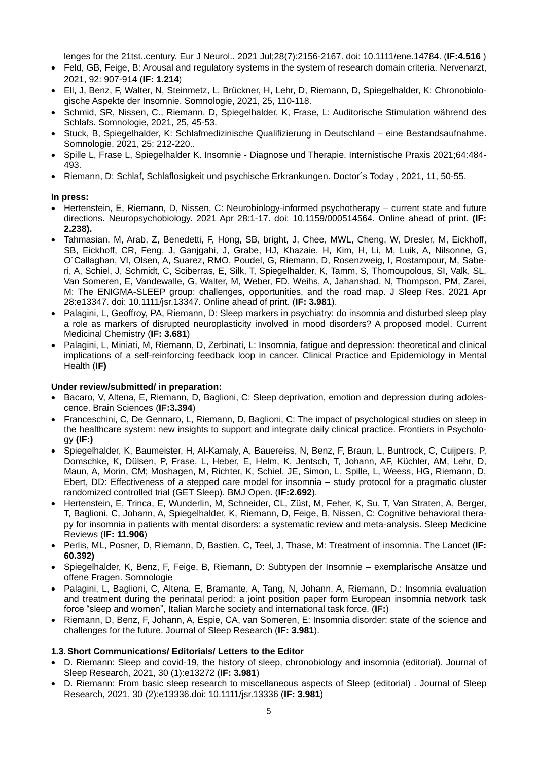lenges for the 21tst..century. Eur J Neurol.. 2021 Jul;28(7):2156-2167. doi: 10.1111/ene.14784. (**IF:4.516** )

- Feld, GB, Feige, B: Arousal and regulatory systems in the system of research domain criteria. Nervenarzt, 2021, 92: 907-914 (**IF: 1.214**)
- Ell, J, Benz, F, Walter, N, Steinmetz, L, Brückner, H, Lehr, D, Riemann, D, Spiegelhalder, K: Chronobiologische Aspekte der Insomnie. Somnologie, 2021, 25, 110-118.
- Schmid, SR, Nissen, C., Riemann, D, Spiegelhalder, K, Frase, L: Auditorische Stimulation während des Schlafs. Somnologie, 2021, 25, 45-53.
- Stuck, B, Spiegelhalder, K: Schlafmedizinische Qualifizierung in Deutschland – eine Bestandsaufnahme. Somnologie, 2021, 25: 212-220..
- Spille L, Frase L, Spiegelhalder K. Insomnie - Diagnose und Therapie. Internistische Praxis 2021;64:484-493.
- Riemann, D: Schlaf, Schlaflosigkeit und psychische Erkrankungen. Doctor´s Today , 2021, 11, 50-55.

**In press:**

- Hertenstein, E, Riemann, D, Nissen, C: Neurobiology-informed psychotherapy – current state and future directions. Neuropsychobiology. 2021 Apr 28:1-17. doi: 10.1159/000514564. Online ahead of print. **(IF: 2.238).**
- Tahmasian, M, Arab, Z, Benedetti, F, Hong, SB, bright, J, Chee, MWL, Cheng, W, Dresler, M, Eickhoff, SB, Eickhoff, CR, Feng, J, Ganjgahi, J, Grabe, HJ, Khazaie, H, Kim, H, Li, M, Luik, A, Nilsonne, G, O´Callaghan, VI, Olsen, A, Suarez, RMO, Poudel, G, Riemann, D, Rosenzweig, I, Rostampour, M, Saberi, A, Schiel, J, Schmidt, C, Sciberras, E, Silk, T, Spiegelhalder, K, Tamm, S, Thomoupolous, SI, Valk, SL, Van Someren, E, Vandewalle, G, Walter, M, Weber, FD, Weihs, A, Jahanshad, N, Thompson, PM, Zarei, M: The ENIGMA-SLEEP group: challenges, opportunities, and the road map. J Sleep Res. 2021 Apr 28:e13347. doi: 10.1111/jsr.13347. Online ahead of print. (**IF: 3.981**).
- Palagini, L, Geoffroy, PA, Riemann, D: Sleep markers in psychiatry: do insomnia and disturbed sleep play a role as markers of disrupted neuroplasticity involved in mood disorders? A proposed model. Current Medicinal Chemistry (**IF: 3.681**)
- Palagini, L, Miniati, M, Riemann, D, Zerbinati, L: Insomnia, fatigue and depression: theoretical and clinical implications of a self-reinforcing feedback loop in cancer. Clinical Practice and Epidemiology in Mental Health (**IF)**

**Under review/submitted/ in preparation:**

- Bacaro, V, Altena, E, Riemann, D, Baglioni, C: Sleep deprivation, emotion and depression during adolescence. Brain Sciences (**IF:3.394**)
- Franceschini, C, De Gennaro, L, Riemann, D, Baglioni, C: The impact of psychological studies on sleep in the healthcare system: new insights to support and integrate daily clinical practice. Frontiers in Psychology **(IF:)**
- Spiegelhalder, K, Baumeister, H, Al-Kamaly, A, Bauereiss, N, Benz, F, Braun, L, Buntrock, C, Cuijpers, P, Domschke, K, Dülsen, P, Frase, L, Heber, E, Helm, K, Jentsch, T, Johann, AF, Küchler, AM, Lehr, D, Maun, A, Morin, CM; Moshagen, M, Richter, K, Schiel, JE, Simon, L, Spille, L, Weess, HG, Riemann, D, Ebert, DD: Effectiveness of a stepped care model for insomnia – study protocol for a pragmatic cluster randomized controlled trial (GET Sleep). BMJ Open. (**IF:2.692**).
- Hertenstein, E, Trinca, E, Wunderlin, M, Schneider, CL, Züst, M, Feher, K, Su, T, Van Straten, A, Berger, T, Baglioni, C, Johann, A, Spiegelhalder, K, Riemann, D, Feige, B, Nissen, C: Cognitive behavioral therapy for insomnia in patients with mental disorders: a systematic review and meta-analysis. Sleep Medicine Reviews (**IF: 11.906**)
- Perlis, ML, Posner, D, Riemann, D, Bastien, C, Teel, J, Thase, M: Treatment of insomnia. The Lancet (**IF: 60.392)**
- Spiegelhalder, K, Benz, F, Feige, B, Riemann, D: Subtypen der Insomnie – exemplarische Ansätze und offene Fragen. Somnologie
- Palagini, L, Baglioni, C, Altena, E, Bramante, A, Tang, N, Johann, A, Riemann, D.: Insomnia evaluation and treatment during the perinatal period: a joint position paper form European insomnia network task force "sleep and women", Italian Marche society and international task force. (**IF:**)
- Riemann, D, Benz, F, Johann, A, Espie, CA, van Someren, E: Insomnia disorder: state of the science and challenges for the future. Journal of Sleep Research (**IF: 3.981**).

### 1.3. Short Communications/ Editorials/ Letters to the Editor

- D. Riemann: Sleep and covid-19, the history of sleep, chronobiology and insomnia (editorial). Journal of Sleep Research, 2021, 30 (1):e13272 (**IF: 3.981**)
- D. Riemann: From basic sleep research to miscellaneous aspects of Sleep (editorial) . Journal of Sleep Research, 2021, 30 (2):e13336.doi: 10.1111/jsr.13336 (**IF: 3.981**)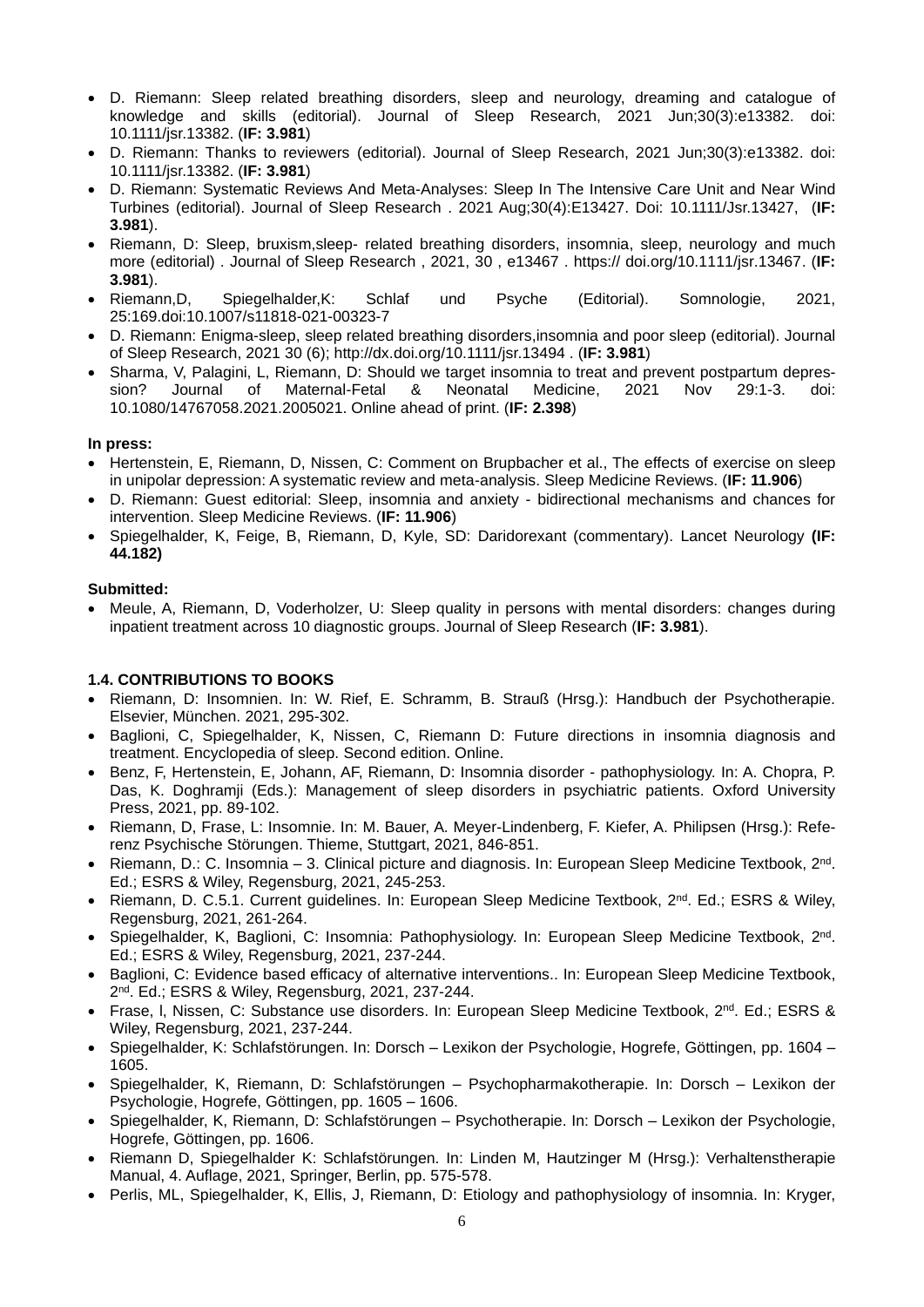- D. Riemann: Sleep related breathing disorders, sleep and neurology, dreaming and catalogue of knowledge and skills (editorial). Journal of Sleep Research, 2021 Jun;30(3):e13382. doi: 10.1111/jsr.13382. (**IF: 3.981**)
- D. Riemann: Thanks to reviewers (editorial). Journal of Sleep Research, 2021 Jun;30(3):e13382. doi: 10.1111/jsr.13382. (**IF: 3.981**)
- D. Riemann: Systematic Reviews And Meta-Analyses: Sleep In The Intensive Care Unit and Near Wind Turbines (editorial). Journal of Sleep Research . 2021 Aug;30(4):E13427. Doi: 10.1111/Jsr.13427, (**IF: 3.981**).
- Riemann, D: Sleep, bruxism,sleep- related breathing disorders, insomnia, sleep, neurology and much more (editorial) . Journal of Sleep Research , 2021, 30 , e13467 . https:// doi.org/10.1111/jsr.13467. (**IF: 3.981**).
- Riemann,D, Spiegelhalder,K: Schlaf und Psyche (Editorial). Somnologie, 2021, 25:169.doi:10.1007/s11818-021-00323-7
- D. Riemann: Enigma-sleep, sleep related breathing disorders,insomnia and poor sleep (editorial). Journal of Sleep Research, 2021 30 (6); http://dx.doi.org/10.1111/jsr.13494 . (**IF: 3.981**)
- Sharma, V, Palagini, L, Riemann, D: Should we target insomnia to treat and prevent postpartum depression? Journal of Maternal-Fetal & Neonatal Medicine, 2021 Nov 29:1-3. doi: 10.1080/14767058.2021.2005021. Online ahead of print. (**IF: 2.398**)

**In press:**

- Hertenstein, E, Riemann, D, Nissen, C: Comment on Brupbacher et al., The effects of exercise on sleep in unipolar depression: A systematic review and meta-analysis. Sleep Medicine Reviews. (**IF: 11.906**)
- D. Riemann: Guest editorial: Sleep, insomnia and anxiety - bidirectional mechanisms and chances for intervention. Sleep Medicine Reviews. (**IF: 11.906**)
- Spiegelhalder, K, Feige, B, Riemann, D, Kyle, SD: Daridorexant (commentary). Lancet Neurology **(IF: 44.182)**

**Submitted:**

- Meule, A, Riemann, D, Voderholzer, U: Sleep quality in persons with mental disorders: changes during inpatient treatment across 10 diagnostic groups. Journal of Sleep Research (**IF: 3.981**).

**1.4. CONTRIBUTIONS TO BOOKS**

- Riemann, D: Insomnien. In: W. Rief, E. Schramm, B. Strauß (Hrsg.): Handbuch der Psychotherapie. Elsevier, München. 2021, 295-302.
- Baglioni, C, Spiegelhalder, K, Nissen, C, Riemann D: Future directions in insomnia diagnosis and treatment. Encyclopedia of sleep. Second edition. Online.
- Benz, F, Hertenstein, E, Johann, AF, Riemann, D: Insomnia disorder - pathophysiology. In: A. Chopra, P. Das, K. Doghramji (Eds.): Management of sleep disorders in psychiatric patients. Oxford University Press, 2021, pp. 89-102.
- Riemann, D, Frase, L: Insomnie. In: M. Bauer, A. Meyer-Lindenberg, F. Kiefer, A. Philipsen (Hrsg.): Referenz Psychische Störungen. Thieme, Stuttgart, 2021, 846-851.
- Riemann, D.: C. Insomnia – 3. Clinical picture and diagnosis. In: European Sleep Medicine Textbook, 2nd. Ed.; ESRS & Wiley, Regensburg, 2021, 245-253.
- Riemann, D. C.5.1. Current guidelines. In: European Sleep Medicine Textbook, 2nd. Ed.; ESRS & Wiley, Regensburg, 2021, 261-264.
- Spiegelhalder, K, Baglioni, C: Insomnia: Pathophysiology. In: European Sleep Medicine Textbook, 2nd. Ed.; ESRS & Wiley, Regensburg, 2021, 237-244.
- Baglioni, C: Evidence based efficacy of alternative interventions.. In: European Sleep Medicine Textbook, 2nd. Ed.; ESRS & Wiley, Regensburg, 2021, 237-244.
- Frase, l, Nissen, C: Substance use disorders. In: European Sleep Medicine Textbook, 2nd. Ed.; ESRS & Wiley, Regensburg, 2021, 237-244.
- Spiegelhalder, K: Schlafstörungen. In: Dorsch – Lexikon der Psychologie, Hogrefe, Göttingen, pp. 1604 – 1605.
- Spiegelhalder, K, Riemann, D: Schlafstörungen – Psychopharmakotherapie. In: Dorsch – Lexikon der Psychologie, Hogrefe, Göttingen, pp. 1605 – 1606.
- Spiegelhalder, K, Riemann, D: Schlafstörungen – Psychotherapie. In: Dorsch – Lexikon der Psychologie, Hogrefe, Göttingen, pp. 1606.
- Riemann D, Spiegelhalder K: Schlafstörungen. In: Linden M, Hautzinger M (Hrsg.): Verhaltenstherapie Manual, 4. Auflage, 2021, Springer, Berlin, pp. 575-578.
- Perlis, ML, Spiegelhalder, K, Ellis, J, Riemann, D: Etiology and pathophysiology of insomnia. In: Kryger,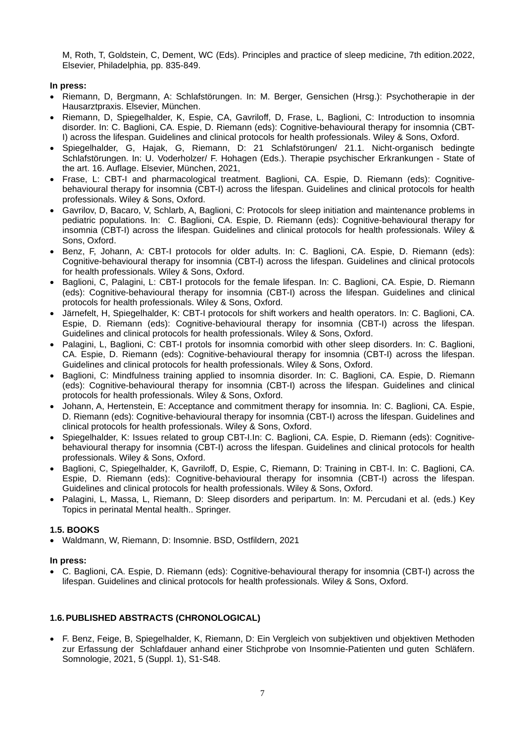M, Roth, T, Goldstein, C, Dement, WC (Eds). Principles and practice of sleep medicine, 7th edition.2022, Elsevier, Philadelphia, pp. 835-849.

**In press:**

- Riemann, D, Bergmann, A: Schlafstörungen. In: M. Berger, Gensichen (Hrsg.): Psychotherapie in der Hausarztpraxis. Elsevier, München.
- Riemann, D, Spiegelhalder, K, Espie, CA, Gavriloff, D, Frase, L, Baglioni, C: Introduction to insomnia disorder. In: C. Baglioni, CA. Espie, D. Riemann (eds): Cognitive-behavioural therapy for insomnia (CBT-I) across the lifespan. Guidelines and clinical protocols for health professionals. Wiley & Sons, Oxford.
- Spiegelhalder, G, Hajak, G, Riemann, D: 21 Schlafstörungen/ 21.1. Nicht-organisch bedingte Schlafstörungen. In: U. Voderholzer/ F. Hohagen (Eds.). Therapie psychischer Erkrankungen - State of the art. 16. Auflage. Elsevier, München, 2021,
- Frase, L: CBT-I and pharmacological treatment. Baglioni, CA. Espie, D. Riemann (eds): Cognitive-behavioural therapy for insomnia (CBT-I) across the lifespan. Guidelines and clinical protocols for health professionals. Wiley & Sons, Oxford.
- Gavrilov, D, Bacaro, V, Schlarb, A, Baglioni, C: Protocols for sleep initiation and maintenance problems in pediatric populations. In: C. Baglioni, CA. Espie, D. Riemann (eds): Cognitive-behavioural therapy for insomnia (CBT-I) across the lifespan. Guidelines and clinical protocols for health professionals. Wiley & Sons, Oxford.
- Benz, F, Johann, A: CBT-I protocols for older adults. In: C. Baglioni, CA. Espie, D. Riemann (eds): Cognitive-behavioural therapy for insomnia (CBT-I) across the lifespan. Guidelines and clinical protocols for health professionals. Wiley & Sons, Oxford.
- Baglioni, C, Palagini, L: CBT-I protocols for the female lifespan. In: C. Baglioni, CA. Espie, D. Riemann (eds): Cognitive-behavioural therapy for insomnia (CBT-I) across the lifespan. Guidelines and clinical protocols for health professionals. Wiley & Sons, Oxford.
- Järnefelt, H, Spiegelhalder, K: CBT-I protocols for shift workers and health operators. In: C. Baglioni, CA. Espie, D. Riemann (eds): Cognitive-behavioural therapy for insomnia (CBT-I) across the lifespan. Guidelines and clinical protocols for health professionals. Wiley & Sons, Oxford.
- Palagini, L, Baglioni, C: CBT-I protols for insomnia comorbid with other sleep disorders. In: C. Baglioni, CA. Espie, D. Riemann (eds): Cognitive-behavioural therapy for insomnia (CBT-I) across the lifespan. Guidelines and clinical protocols for health professionals. Wiley & Sons, Oxford.
- Baglioni, C: Mindfulness training applied to insomnia disorder. In: C. Baglioni, CA. Espie, D. Riemann (eds): Cognitive-behavioural therapy for insomnia (CBT-I) across the lifespan. Guidelines and clinical protocols for health professionals. Wiley & Sons, Oxford.
- Johann, A, Hertenstein, E: Acceptance and commitment therapy for insomnia. In: C. Baglioni, CA. Espie, D. Riemann (eds): Cognitive-behavioural therapy for insomnia (CBT-I) across the lifespan. Guidelines and clinical protocols for health professionals. Wiley & Sons, Oxford.
- Spiegelhalder, K: Issues related to group CBT-I.In: C. Baglioni, CA. Espie, D. Riemann (eds): Cognitive-behavioural therapy for insomnia (CBT-I) across the lifespan. Guidelines and clinical protocols for health professionals. Wiley & Sons, Oxford.
- Baglioni, C, Spiegelhalder, K, Gavriloff, D, Espie, C, Riemann, D: Training in CBT-I. In: C. Baglioni, CA. Espie, D. Riemann (eds): Cognitive-behavioural therapy for insomnia (CBT-I) across the lifespan. Guidelines and clinical protocols for health professionals. Wiley & Sons, Oxford.
- Palagini, L, Massa, L, Riemann, D: Sleep disorders and peripartum. In: M. Percudani et al. (eds.) Key Topics in perinatal Mental health.. Springer.

## 1.5. BOOKS

- Waldmann, W, Riemann, D: Insomnie. BSD, Ostfildern, 2021

**In press:**

- C. Baglioni, CA. Espie, D. Riemann (eds): Cognitive-behavioural therapy for insomnia (CBT-I) across the lifespan. Guidelines and clinical protocols for health professionals. Wiley & Sons, Oxford.

## 1.6. PUBLISHED ABSTRACTS (CHRONOLOGICAL)

- F. Benz, Feige, B, Spiegelhalder, K, Riemann, D: Ein Vergleich von subjektiven und objektiven Methoden zur Erfassung der Schlafdauer anhand einer Stichprobe von Insomnie-Patienten und guten Schläfern. Somnologie, 2021, 5 (Suppl. 1), S1-S48.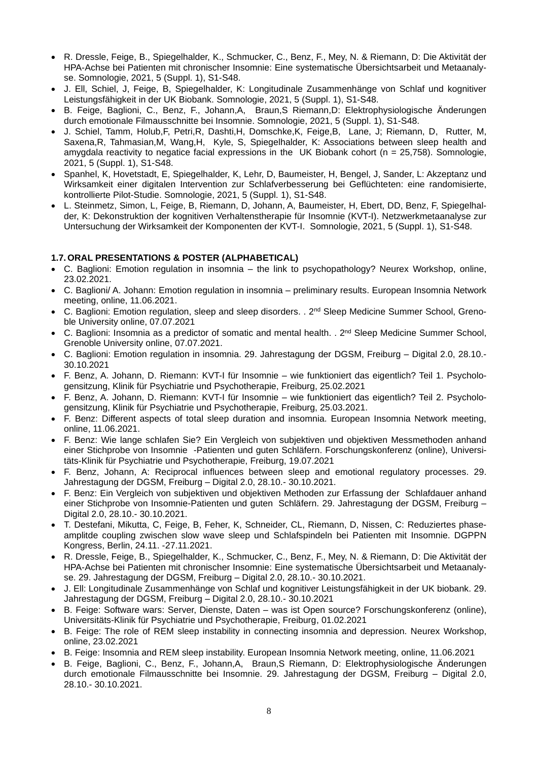- R. Dressle, Feige, B., Spiegelhalder, K., Schmucker, C., Benz, F., Mey, N. & Riemann, D: Die Aktivität der HPA-Achse bei Patienten mit chronischer Insomnie: Eine systematische Übersichtsarbeit und Metaanalyse. Somnologie, 2021, 5 (Suppl. 1), S1-S48.
- J. Ell, Schiel, J, Feige, B, Spiegelhalder, K: Longitudinale Zusammenhänge von Schlaf und kognitiver Leistungsfähigkeit in der UK Biobank. Somnologie, 2021, 5 (Suppl. 1), S1-S48.
- B. Feige, Baglioni, C., Benz, F., Johann,A, Braun,S Riemann,D: Elektrophysiologische Änderungen durch emotionale Filmausschnitte bei Insomnie. Somnologie, 2021, 5 (Suppl. 1), S1-S48.
- J. Schiel, Tamm, Holub,F, Petri,R, Dashti,H, Domschke,K, Feige,B, Lane, J; Riemann, D, Rutter, M, Saxena,R, Tahmasian,M, Wang,H, Kyle, S, Spiegelhalder, K: Associations between sleep health and amygdala reactivity to negatice facial expressions in the UK Biobank cohort (n = 25,758). Somnologie, 2021, 5 (Suppl. 1), S1-S48.
- Spanhel, K, Hovetstadt, E, Spiegelhalder, K, Lehr, D, Baumeister, H, Bengel, J, Sander, L: Akzeptanz und Wirksamkeit einer digitalen Intervention zur Schlafverbesserung bei Geflüchteten: eine randomisierte, kontrollierte Pilot-Studie. Somnologie, 2021, 5 (Suppl. 1), S1-S48.
- L. Steinmetz, Simon, L, Feige, B, Riemann, D, Johann, A, Baumeister, H, Ebert, DD, Benz, F, Spiegelhalder, K: Dekonstruktion der kognitiven Verhaltenstherapie für Insomnie (KVT-I). Netzwerkmetaanalyse zur Untersuchung der Wirksamkeit der Komponenten der KVT-I. Somnologie, 2021, 5 (Suppl. 1), S1-S48.

### 1.7. ORAL PRESENTATIONS & POSTER (ALPHABETICAL)

- C. Baglioni: Emotion regulation in insomnia – the link to psychopathology? Neurex Workshop, online, 23.02.2021.
- C. Baglioni/ A. Johann: Emotion regulation in insomnia – preliminary results. European Insomnia Network meeting, online, 11.06.2021.
- C. Baglioni: Emotion regulation, sleep and sleep disorders. . 2nd Sleep Medicine Summer School, Grenoble University online, 07.07.2021
- C. Baglioni: Insomnia as a predictor of somatic and mental health. . 2nd Sleep Medicine Summer School, Grenoble University online, 07.07.2021.
- C. Baglioni: Emotion regulation in insomnia. 29. Jahrestagung der DGSM, Freiburg – Digital 2.0, 28.10.-30.10.2021
- F. Benz, A. Johann, D. Riemann: KVT-I für Insomnie – wie funktioniert das eigentlich? Teil 1. Psychologensitzung, Klinik für Psychiatrie und Psychotherapie, Freiburg, 25.02.2021
- F. Benz, A. Johann, D. Riemann: KVT-I für Insomnie – wie funktioniert das eigentlich? Teil 2. Psychologensitzung, Klinik für Psychiatrie und Psychotherapie, Freiburg, 25.03.2021.
- F. Benz: Different aspects of total sleep duration and insomnia. European Insomnia Network meeting, online, 11.06.2021.
- F. Benz: Wie lange schlafen Sie? Ein Vergleich von subjektiven und objektiven Messmethoden anhand einer Stichprobe von Insomnie -Patienten und guten Schläfern. Forschungskonferenz (online), Universitäts-Klinik für Psychiatrie und Psychotherapie, Freiburg, 19.07.2021
- F. Benz, Johann, A: Reciprocal influences between sleep and emotional regulatory processes. 29. Jahrestagung der DGSM, Freiburg – Digital 2.0, 28.10.- 30.10.2021.
- F. Benz: Ein Vergleich von subjektiven und objektiven Methoden zur Erfassung der Schlafdauer anhand einer Stichprobe von Insomnie-Patienten und guten Schläfern. 29. Jahrestagung der DGSM, Freiburg – Digital 2.0, 28.10.- 30.10.2021.
- T. Destefani, Mikutta, C, Feige, B, Feher, K, Schneider, CL, Riemann, D, Nissen, C: Reduziertes phase-amplitde coupling zwischen slow wave sleep und Schlafspindeln bei Patienten mit Insomnie. DGPPN Kongress, Berlin, 24.11. -27.11.2021.
- R. Dressle, Feige, B., Spiegelhalder, K., Schmucker, C., Benz, F., Mey, N. & Riemann, D: Die Aktivität der HPA-Achse bei Patienten mit chronischer Insomnie: Eine systematische Übersichtsarbeit und Metaanalyse. 29. Jahrestagung der DGSM, Freiburg – Digital 2.0, 28.10.- 30.10.2021.
- J. Ell: Longitudinale Zusammenhänge von Schlaf und kognitiver Leistungsfähigkeit in der UK biobank. 29. Jahrestagung der DGSM, Freiburg – Digital 2.0, 28.10.- 30.10.2021
- B. Feige: Software wars: Server, Dienste, Daten – was ist Open source? Forschungskonferenz (online), Universitäts-Klinik für Psychiatrie und Psychotherapie, Freiburg, 01.02.2021
- B. Feige: The role of REM sleep instability in connecting insomnia and depression. Neurex Workshop, online, 23.02.2021
- B. Feige: Insomnia and REM sleep instability. European Insomnia Network meeting, online, 11.06.2021
- B. Feige, Baglioni, C., Benz, F., Johann,A, Braun,S Riemann, D: Elektrophysiologische Änderungen durch emotionale Filmausschnitte bei Insomnie. 29. Jahrestagung der DGSM, Freiburg – Digital 2.0, 28.10.- 30.10.2021.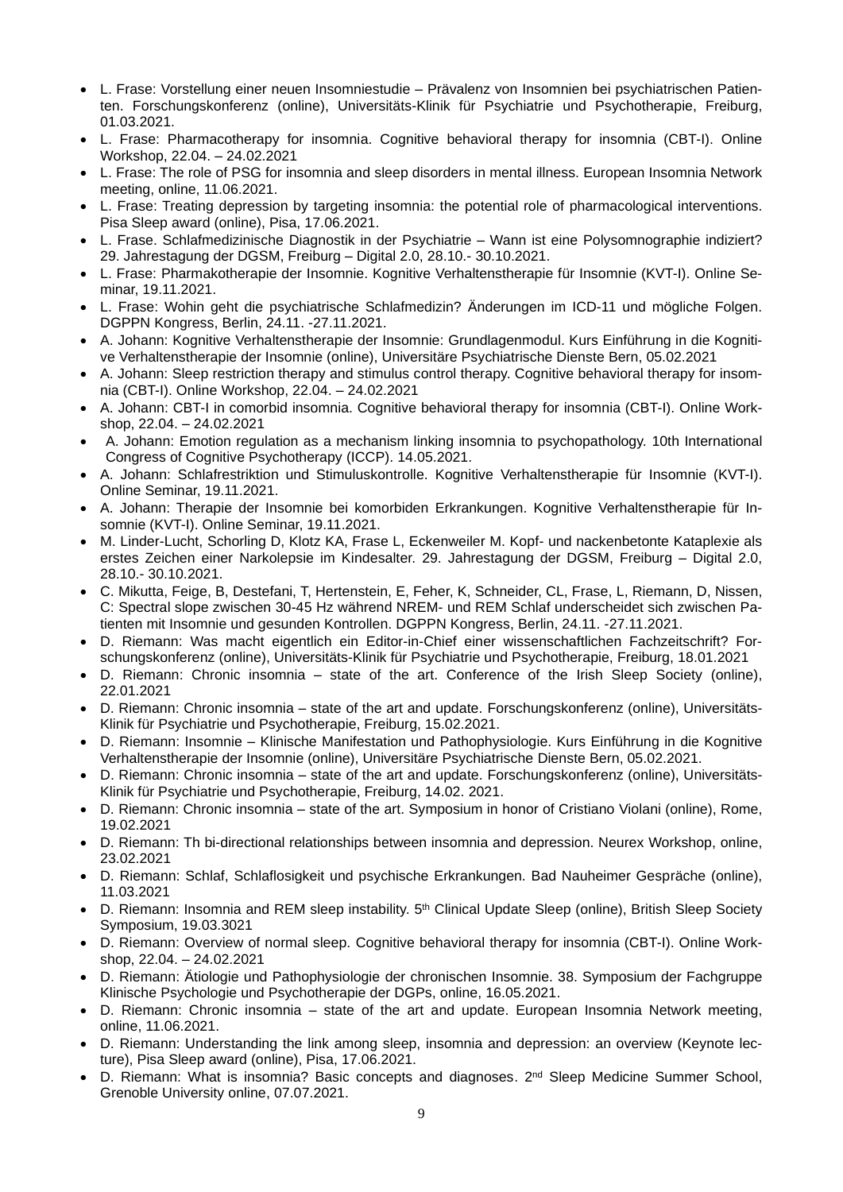- L. Frase: Vorstellung einer neuen Insomniestudie – Prävalenz von Insomnien bei psychiatrischen Patienten. Forschungskonferenz (online), Universitäts-Klinik für Psychiatrie und Psychotherapie, Freiburg, 01.03.2021.
- L. Frase: Pharmacotherapy for insomnia. Cognitive behavioral therapy for insomnia (CBT-I). Online Workshop, 22.04. – 24.02.2021
- L. Frase: The role of PSG for insomnia and sleep disorders in mental illness. European Insomnia Network meeting, online, 11.06.2021.
- L. Frase: Treating depression by targeting insomnia: the potential role of pharmacological interventions. Pisa Sleep award (online), Pisa, 17.06.2021.
- L. Frase. Schlafmedizinische Diagnostik in der Psychiatrie – Wann ist eine Polysomnographie indiziert? 29. Jahrestagung der DGSM, Freiburg – Digital 2.0, 28.10.- 30.10.2021.
- L. Frase: Pharmakotherapie der Insomnie. Kognitive Verhaltenstherapie für Insomnie (KVT-I). Online Seminar, 19.11.2021.
- L. Frase: Wohin geht die psychiatrische Schlafmedizin? Änderungen im ICD-11 und mögliche Folgen. DGPPN Kongress, Berlin, 24.11. -27.11.2021.
- A. Johann: Kognitive Verhaltenstherapie der Insomnie: Grundlagenmodul. Kurs Einführung in die Kognitive Verhaltenstherapie der Insomnie (online), Universitäre Psychiatrische Dienste Bern, 05.02.2021
- A. Johann: Sleep restriction therapy and stimulus control therapy. Cognitive behavioral therapy for insomnia (CBT-I). Online Workshop, 22.04. – 24.02.2021
- A. Johann: CBT-I in comorbid insomnia. Cognitive behavioral therapy for insomnia (CBT-I). Online Workshop, 22.04. – 24.02.2021
- A. Johann: Emotion regulation as a mechanism linking insomnia to psychopathology. 10th International Congress of Cognitive Psychotherapy (ICCP). 14.05.2021.
- A. Johann: Schlafrestriktion und Stimuluskontrolle. Kognitive Verhaltenstherapie für Insomnie (KVT-I). Online Seminar, 19.11.2021.
- A. Johann: Therapie der Insomnie bei komorbiden Erkrankungen. Kognitive Verhaltenstherapie für Insomnie (KVT-I). Online Seminar, 19.11.2021.
- M. Linder-Lucht, Schorling D, Klotz KA, Frase L, Eckenweiler M. Kopf- und nackenbetonte Kataplexie als erstes Zeichen einer Narkolepsie im Kindesalter. 29. Jahrestagung der DGSM, Freiburg – Digital 2.0, 28.10.- 30.10.2021.
- C. Mikutta, Feige, B, Destefani, T, Hertenstein, E, Feher, K, Schneider, CL, Frase, L, Riemann, D, Nissen, C: Spectral slope zwischen 30-45 Hz während NREM- und REM Schlaf underscheidet sich zwischen Patienten mit Insomnie und gesunden Kontrollen. DGPPN Kongress, Berlin, 24.11. -27.11.2021.
- D. Riemann: Was macht eigentlich ein Editor-in-Chief einer wissenschaftlichen Fachzeitschrift? Forschungskonferenz (online), Universitäts-Klinik für Psychiatrie und Psychotherapie, Freiburg, 18.01.2021
- D. Riemann: Chronic insomnia – state of the art. Conference of the Irish Sleep Society (online), 22.01.2021
- D. Riemann: Chronic insomnia – state of the art and update. Forschungskonferenz (online), Universitäts-Klinik für Psychiatrie und Psychotherapie, Freiburg, 15.02.2021.
- D. Riemann: Insomnie – Klinische Manifestation und Pathophysiologie. Kurs Einführung in die Kognitive Verhaltenstherapie der Insomnie (online), Universitäre Psychiatrische Dienste Bern, 05.02.2021.
- D. Riemann: Chronic insomnia – state of the art and update. Forschungskonferenz (online), Universitäts-Klinik für Psychiatrie und Psychotherapie, Freiburg, 14.02. 2021.
- D. Riemann: Chronic insomnia – state of the art. Symposium in honor of Cristiano Violani (online), Rome, 19.02.2021
- D. Riemann: Th bi-directional relationships between insomnia and depression. Neurex Workshop, online, 23.02.2021
- D. Riemann: Schlaf, Schlaflosigkeit und psychische Erkrankungen. Bad Nauheimer Gespräche (online), 11.03.2021
- D. Riemann: Insomnia and REM sleep instability. 5th Clinical Update Sleep (online), British Sleep Society Symposium, 19.03.3021
- D. Riemann: Overview of normal sleep. Cognitive behavioral therapy for insomnia (CBT-I). Online Workshop, 22.04. – 24.02.2021
- D. Riemann: Ätiologie und Pathophysiologie der chronischen Insomnie. 38. Symposium der Fachgruppe Klinische Psychologie und Psychotherapie der DGPs, online, 16.05.2021.
- D. Riemann: Chronic insomnia – state of the art and update. European Insomnia Network meeting, online, 11.06.2021.
- D. Riemann: Understanding the link among sleep, insomnia and depression: an overview (Keynote lecture), Pisa Sleep award (online), Pisa, 17.06.2021.
- D. Riemann: What is insomnia? Basic concepts and diagnoses. 2nd Sleep Medicine Summer School, Grenoble University online, 07.07.2021.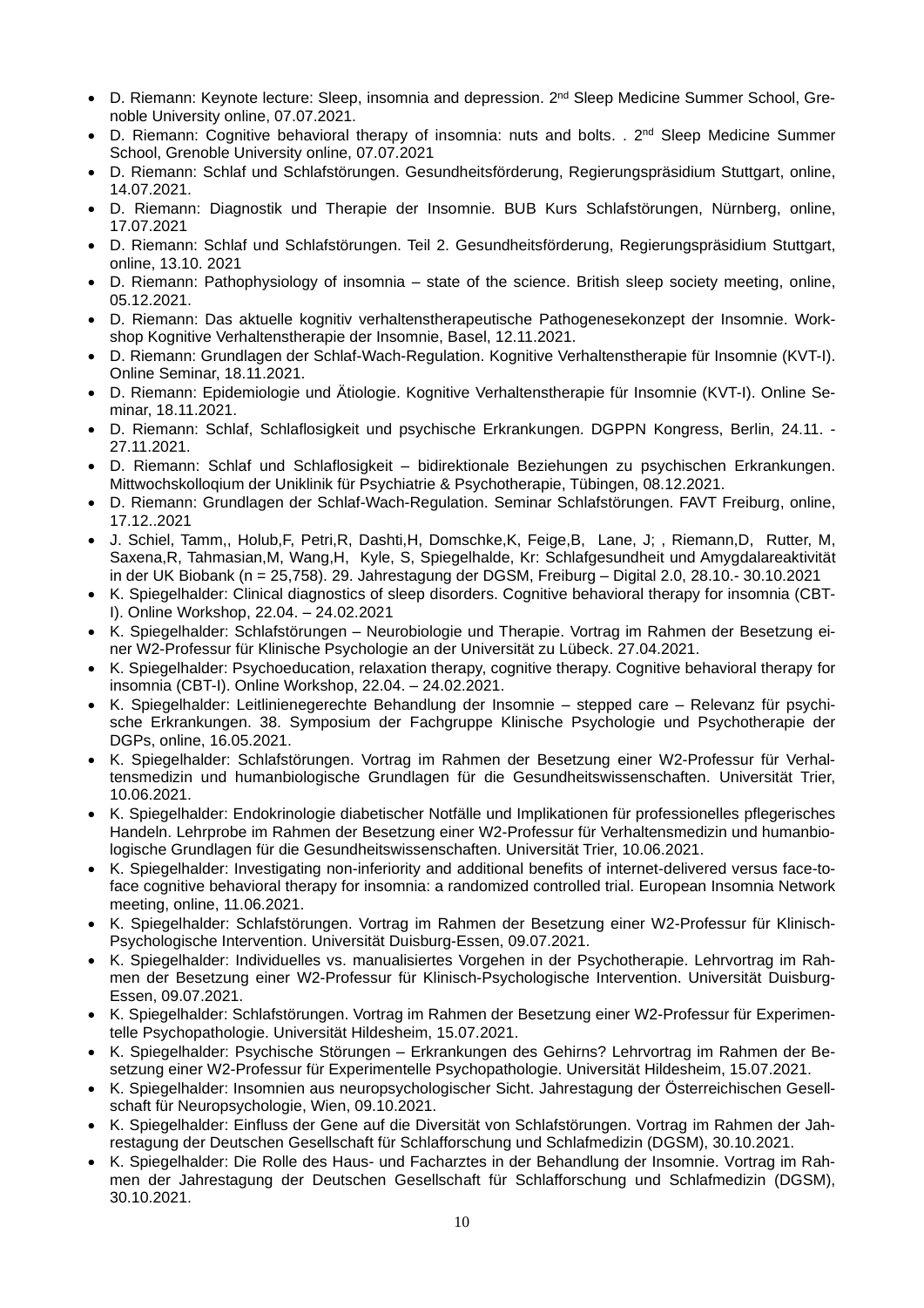- D. Riemann: Keynote lecture: Sleep, insomnia and depression. 2nd Sleep Medicine Summer School, Grenoble University online, 07.07.2021.
- D. Riemann: Cognitive behavioral therapy of insomnia: nuts and bolts. . 2nd Sleep Medicine Summer School, Grenoble University online, 07.07.2021
- D. Riemann: Schlaf und Schlafstörungen. Gesundheitsförderung, Regierungspräsidium Stuttgart, online, 14.07.2021.
- D. Riemann: Diagnostik und Therapie der Insomnie. BUB Kurs Schlafstörungen, Nürnberg, online, 17.07.2021
- D. Riemann: Schlaf und Schlafstörungen. Teil 2. Gesundheitsförderung, Regierungspräsidium Stuttgart, online, 13.10. 2021
- D. Riemann: Pathophysiology of insomnia – state of the science. British sleep society meeting, online, 05.12.2021.
- D. Riemann: Das aktuelle kognitiv verhaltenstherapeutische Pathogenesekonzept der Insomnie. Workshop Kognitive Verhaltenstherapie der Insomnie, Basel, 12.11.2021.
- D. Riemann: Grundlagen der Schlaf-Wach-Regulation. Kognitive Verhaltenstherapie für Insomnie (KVT-I). Online Seminar, 18.11.2021.
- D. Riemann: Epidemiologie und Ätiologie. Kognitive Verhaltenstherapie für Insomnie (KVT-I). Online Seminar, 18.11.2021.
- D. Riemann: Schlaf, Schlaflosigkeit und psychische Erkrankungen. DGPPN Kongress, Berlin, 24.11. - 27.11.2021.
- D. Riemann: Schlaf und Schlaflosigkeit – bidirektionale Beziehungen zu psychischen Erkrankungen. Mittwochskolloqium der Uniklinik für Psychiatrie & Psychotherapie, Tübingen, 08.12.2021.
- D. Riemann: Grundlagen der Schlaf-Wach-Regulation. Seminar Schlafstörungen. FAVT Freiburg, online, 17.12..2021
- J. Schiel, Tamm,, Holub,F, Petri,R, Dashti,H, Domschke,K, Feige,B, Lane, J; , Riemann,D, Rutter, M, Saxena,R, Tahmasian,M, Wang,H, Kyle, S, Spiegelhalde, Kr: Schlafgesundheit und Amygdalareaktivität in der UK Biobank (n = 25,758). 29. Jahrestagung der DGSM, Freiburg – Digital 2.0, 28.10.- 30.10.2021
- K. Spiegelhalder: Clinical diagnostics of sleep disorders. Cognitive behavioral therapy for insomnia (CBT-I). Online Workshop, 22.04. – 24.02.2021
- K. Spiegelhalder: Schlafstörungen – Neurobiologie und Therapie. Vortrag im Rahmen der Besetzung einer W2-Professur für Klinische Psychologie an der Universität zu Lübeck. 27.04.2021.
- K. Spiegelhalder: Psychoeducation, relaxation therapy, cognitive therapy. Cognitive behavioral therapy for insomnia (CBT-I). Online Workshop, 22.04. – 24.02.2021.
- K. Spiegelhalder: Leitlinienegerechte Behandlung der Insomnie – stepped care – Relevanz für psychische Erkrankungen. 38. Symposium der Fachgruppe Klinische Psychologie und Psychotherapie der DGPs, online, 16.05.2021.
- K. Spiegelhalder: Schlafstörungen. Vortrag im Rahmen der Besetzung einer W2-Professur für Verhaltensmedizin und humanbiologische Grundlagen für die Gesundheitswissenschaften. Universität Trier, 10.06.2021.
- K. Spiegelhalder: Endokrinologie diabetischer Notfälle und Implikationen für professionelles pflegerisches Handeln. Lehrprobe im Rahmen der Besetzung einer W2-Professur für Verhaltensmedizin und humanbiologische Grundlagen für die Gesundheitswissenschaften. Universität Trier, 10.06.2021.
- K. Spiegelhalder: Investigating non-inferiority and additional benefits of internet-delivered versus face-to-face cognitive behavioral therapy for insomnia: a randomized controlled trial. European Insomnia Network meeting, online, 11.06.2021.
- K. Spiegelhalder: Schlafstörungen. Vortrag im Rahmen der Besetzung einer W2-Professur für Klinisch-Psychologische Intervention. Universität Duisburg-Essen, 09.07.2021.
- K. Spiegelhalder: Individuelles vs. manualisiertes Vorgehen in der Psychotherapie. Lehrvortrag im Rahmen der Besetzung einer W2-Professur für Klinisch-Psychologische Intervention. Universität Duisburg-Essen, 09.07.2021.
- K. Spiegelhalder: Schlafstörungen. Vortrag im Rahmen der Besetzung einer W2-Professur für Experimentelle Psychopathologie. Universität Hildesheim, 15.07.2021.
- K. Spiegelhalder: Psychische Störungen – Erkrankungen des Gehirns? Lehrvortrag im Rahmen der Besetzung einer W2-Professur für Experimentelle Psychopathologie. Universität Hildesheim, 15.07.2021.
- K. Spiegelhalder: Insomnien aus neuropsychologischer Sicht. Jahrestagung der Österreichischen Gesellschaft für Neuropsychologie, Wien, 09.10.2021.
- K. Spiegelhalder: Einfluss der Gene auf die Diversität von Schlafstörungen. Vortrag im Rahmen der Jahrestagung der Deutschen Gesellschaft für Schlafforschung und Schlafmedizin (DGSM), 30.10.2021.
- K. Spiegelhalder: Die Rolle des Haus- und Facharztes in der Behandlung der Insomnie. Vortrag im Rahmen der Jahrestagung der Deutschen Gesellschaft für Schlafforschung und Schlafmedizin (DGSM), 30.10.2021.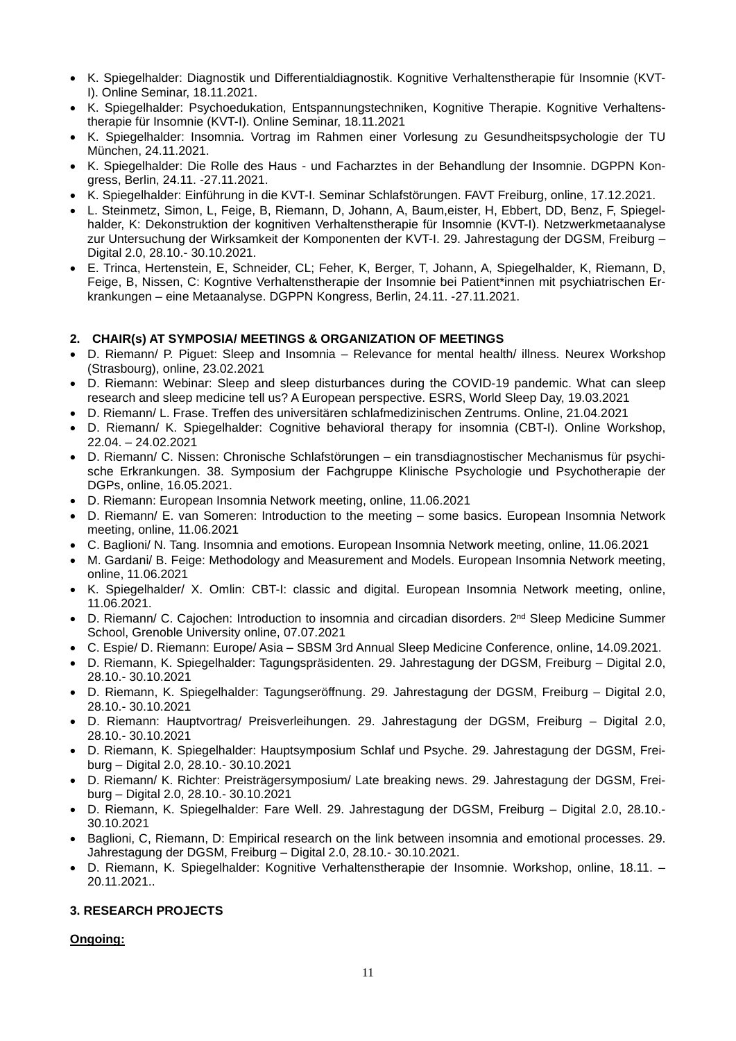- K. Spiegelhalder: Diagnostik und Differentialdiagnostik. Kognitive Verhaltenstherapie für Insomnie (KVT-I). Online Seminar, 18.11.2021.
- K. Spiegelhalder: Psychoedukation, Entspannungstechniken, Kognitive Therapie. Kognitive Verhaltenstherapie für Insomnie (KVT-I). Online Seminar, 18.11.2021
- K. Spiegelhalder: Insomnia. Vortrag im Rahmen einer Vorlesung zu Gesundheitspsychologie der TU München, 24.11.2021.
- K. Spiegelhalder: Die Rolle des Haus - und Facharztes in der Behandlung der Insomnie. DGPPN Kongress, Berlin, 24.11. -27.11.2021.
- K. Spiegelhalder: Einführung in die KVT-I. Seminar Schlafstörungen. FAVT Freiburg, online, 17.12.2021.
- L. Steinmetz, Simon, L, Feige, B, Riemann, D, Johann, A, Baum,eister, H, Ebbert, DD, Benz, F, Spiegelhalder, K: Dekonstruktion der kognitiven Verhaltenstherapie für Insomnie (KVT-I). Netzwerkmetaanalyse zur Untersuchung der Wirksamkeit der Komponenten der KVT-I. 29. Jahrestagung der DGSM, Freiburg – Digital 2.0, 28.10.- 30.10.2021.
- E. Trinca, Hertenstein, E, Schneider, CL; Feher, K, Berger, T, Johann, A, Spiegelhalder, K, Riemann, D, Feige, B, Nissen, C: Kogntive Verhaltenstherapie der Insomnie bei Patient*innen mit psychiatrischen Erkrankungen – eine Metaanalyse. DGPPN Kongress, Berlin, 24.11. -27.11.2021.

## 2. CHAIR(s) AT SYMPOSIA/ MEETINGS & ORGANIZATION OF MEETINGS

- D. Riemann/ P. Piguet: Sleep and Insomnia – Relevance for mental health/ illness. Neurex Workshop (Strasbourg), online, 23.02.2021
- D. Riemann: Webinar: Sleep and sleep disturbances during the COVID-19 pandemic. What can sleep research and sleep medicine tell us? A European perspective. ESRS, World Sleep Day, 19.03.2021
- D. Riemann/ L. Frase. Treffen des universitären schlafmedizinischen Zentrums. Online, 21.04.2021
- D. Riemann/ K. Spiegelhalder: Cognitive behavioral therapy for insomnia (CBT-I). Online Workshop, 22.04. – 24.02.2021
- D. Riemann/ C. Nissen: Chronische Schlafstörungen – ein transdiagnostischer Mechanismus für psychische Erkrankungen. 38. Symposium der Fachgruppe Klinische Psychologie und Psychotherapie der DGPs, online, 16.05.2021.
- D. Riemann: European Insomnia Network meeting, online, 11.06.2021
- D. Riemann/ E. van Someren: Introduction to the meeting – some basics. European Insomnia Network meeting, online, 11.06.2021
- C. Baglioni/ N. Tang. Insomnia and emotions. European Insomnia Network meeting, online, 11.06.2021
- M. Gardani/ B. Feige: Methodology and Measurement and Models. European Insomnia Network meeting, online, 11.06.2021
- K. Spiegelhalder/ X. Omlin: CBT-I: classic and digital. European Insomnia Network meeting, online, 11.06.2021.
- D. Riemann/ C. Cajochen: Introduction to insomnia and circadian disorders. 2nd Sleep Medicine Summer School, Grenoble University online, 07.07.2021
- C. Espie/ D. Riemann: Europe/ Asia – SBSM 3rd Annual Sleep Medicine Conference, online, 14.09.2021.
- D. Riemann, K. Spiegelhalder: Tagungspräsidenten. 29. Jahrestagung der DGSM, Freiburg – Digital 2.0, 28.10.- 30.10.2021
- D. Riemann, K. Spiegelhalder: Tagungseröffnung. 29. Jahrestagung der DGSM, Freiburg – Digital 2.0, 28.10.- 30.10.2021
- D. Riemann: Hauptvortrag/ Preisverleihungen. 29. Jahrestagung der DGSM, Freiburg – Digital 2.0, 28.10.- 30.10.2021
- D. Riemann, K. Spiegelhalder: Hauptsymposium Schlaf und Psyche. 29. Jahrestagung der DGSM, Freiburg – Digital 2.0, 28.10.- 30.10.2021
- D. Riemann/ K. Richter: Preisträgersymposium/ Late breaking news. 29. Jahrestagung der DGSM, Freiburg – Digital 2.0, 28.10.- 30.10.2021
- D. Riemann, K. Spiegelhalder: Fare Well. 29. Jahrestagung der DGSM, Freiburg – Digital 2.0, 28.10.- 30.10.2021
- Baglioni, C, Riemann, D: Empirical research on the link between insomnia and emotional processes. 29. Jahrestagung der DGSM, Freiburg – Digital 2.0, 28.10.- 30.10.2021.
- D. Riemann, K. Spiegelhalder: Kognitive Verhaltenstherapie der Insomnie. Workshop, online, 18.11. – 20.11.2021..

## 3. RESEARCH PROJECTS

**Ongoing:**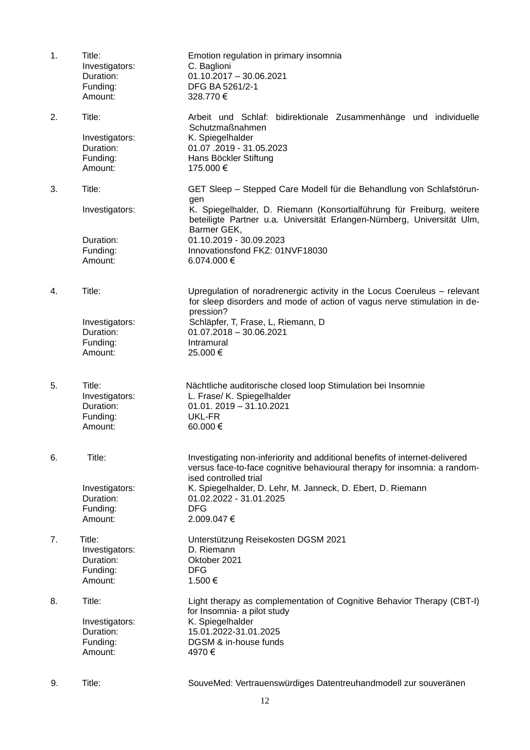1. Title: Emotion regulation in primary insomnia
   Investigators: C. Baglioni
   Duration: 01.10.2017 – 30.06.2021
   Funding: DFG BA 5261/2-1
   Amount: 328.770 €

2. Title: Arbeit und Schlaf: bidirektionale Zusammenhänge und individuelle Schutzmaßnahmen
   Investigators: K. Spiegelhalder
   Duration: 01.07 .2019 - 31.05.2023
   Funding: Hans Böckler Stiftung
   Amount: 175.000 €

3. Title: GET Sleep – Stepped Care Modell für die Behandlung von Schlafstörungen
   Investigators: K. Spiegelhalder, D. Riemann (Konsortialführung für Freiburg, weitere beteiligte Partner u.a. Universität Erlangen-Nürnberg, Universität Ulm, Barmer GEK,
   Duration: 01.10.2019 - 30.09.2023
   Funding: Innovationsfond FKZ: 01NVF18030
   Amount: 6.074.000 €

4. Title: Upregulation of noradrenergic activity in the Locus Coeruleus – relevant for sleep disorders and mode of action of vagus nerve stimulation in depression?
   Investigators: Schläpfer, T, Frase, L, Riemann, D
   Duration: 01.07.2018 – 30.06.2021
   Funding: Intramural
   Amount: 25.000 €

5. Title: Nächtliche auditorische closed loop Stimulation bei Insomnie
   Investigators: L. Frase/ K. Spiegelhalder
   Duration: 01.01. 2019 – 31.10.2021
   Funding: UKL-FR
   Amount: 60.000 €

6. Title: Investigating non-inferiority and additional benefits of internet-delivered versus face-to-face cognitive behavioural therapy for insomnia: a randomised controlled trial
   Investigators: K. Spiegelhalder, D. Lehr, M. Janneck, D. Ebert, D. Riemann
   Duration: 01.02.2022 - 31.01.2025
   Funding: DFG
   Amount: 2.009.047 €

7. Title: Unterstützung Reisekosten DGSM 2021
   Investigators: D. Riemann
   Duration: Oktober 2021
   Funding: DFG
   Amount: 1.500 €

8. Title: Light therapy as complementation of Cognitive Behavior Therapy (CBT-I) for Insomnia- a pilot study
   Investigators: K. Spiegelhalder
   Duration: 15.01.2022-31.01.2025
   Funding: DGSM & in-house funds
   Amount: 4970 €

9. Title: SouveMed: Vertrauenswürdiges Datentreuhandmodell zur souveränen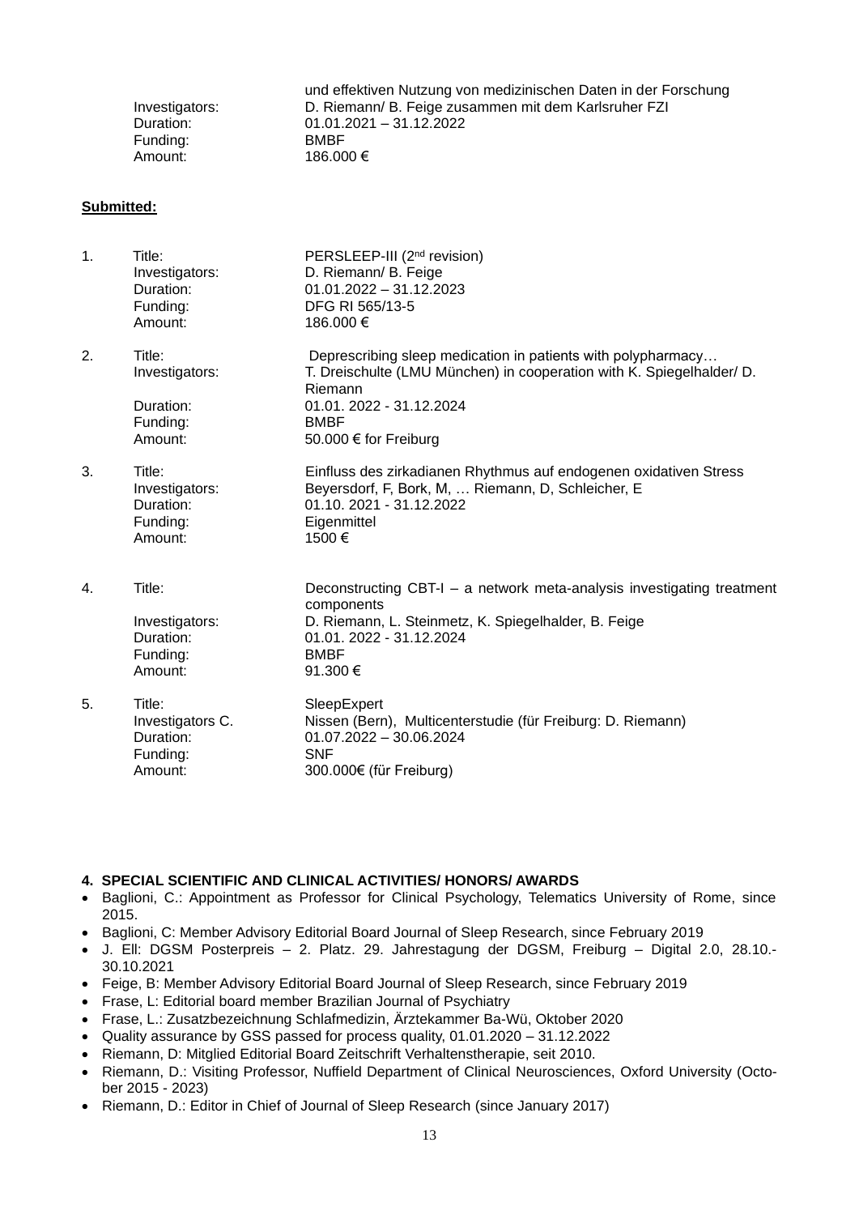| | |
|---|---|
| | und effektiven Nutzung von medizinischen Daten in der Forschung |
| Investigators: | D. Riemann/ B. Feige zusammen mit dem Karlsruher FZI |
| Duration: | 01.01.2021 – 31.12.2022 |
| Funding: | BMBF |
| Amount: | 186.000 € |

**Submitted:**

1. 
| | |
|---|---|
| Title: | PERSLEEP-III (2nd revision) |
| Investigators: | D. Riemann/ B. Feige |
| Duration: | 01.01.2022 – 31.12.2023 |
| Funding: | DFG RI 565/13-5 |
| Amount: | 186.000 € |

2. 
| | |
|---|---|
| Title: | Deprescribing sleep medication in patients with polypharmacy… |
| Investigators: | T. Dreischulte (LMU München) in cooperation with K. Spiegelhalder/ D. Riemann |
| Duration: | 01.01. 2022 - 31.12.2024 |
| Funding: | BMBF |
| Amount: | 50.000 € for Freiburg |

3. 
| | |
|---|---|
| Title: | Einfluss des zirkadianen Rhythmus auf endogenen oxidativen Stress |
| Investigators: | Beyersdorf, F, Bork, M, … Riemann, D, Schleicher, E |
| Duration: | 01.10. 2021 - 31.12.2022 |
| Funding: | Eigenmittel |
| Amount: | 1500 € |

4. 
| | |
|---|---|
| Title: | Deconstructing CBT-I – a network meta-analysis investigating treatment components |
| Investigators: | D. Riemann, L. Steinmetz, K. Spiegelhalder, B. Feige |
| Duration: | 01.01. 2022 - 31.12.2024 |
| Funding: | BMBF |
| Amount: | 91.300 € |

5. 
| | |
|---|---|
| Title: | SleepExpert |
| Investigators C. | Nissen (Bern), Multicenterstudie (für Freiburg: D. Riemann) |
| Duration: | 01.07.2022 – 30.06.2024 |
| Funding: | SNF |
| Amount: | 300.000€ (für Freiburg) |

**4. SPECIAL SCIENTIFIC AND CLINICAL ACTIVITIES/ HONORS/ AWARDS**

- Baglioni, C.: Appointment as Professor for Clinical Psychology, Telematics University of Rome, since 2015.
- Baglioni, C: Member Advisory Editorial Board Journal of Sleep Research, since February 2019
- J. Ell: DGSM Posterpreis – 2. Platz. 29. Jahrestagung der DGSM, Freiburg – Digital 2.0, 28.10.-30.10.2021
- Feige, B: Member Advisory Editorial Board Journal of Sleep Research, since February 2019
- Frase, L: Editorial board member Brazilian Journal of Psychiatry
- Frase, L.: Zusatzbezeichnung Schlafmedizin, Ärztekammer Ba-Wü, Oktober 2020
- Quality assurance by GSS passed for process quality, 01.01.2020 – 31.12.2022
- Riemann, D: Mitglied Editorial Board Zeitschrift Verhaltenstherapie, seit 2010.
- Riemann, D.: Visiting Professor, Nuffield Department of Clinical Neurosciences, Oxford University (October 2015 - 2023)
- Riemann, D.: Editor in Chief of Journal of Sleep Research (since January 2017)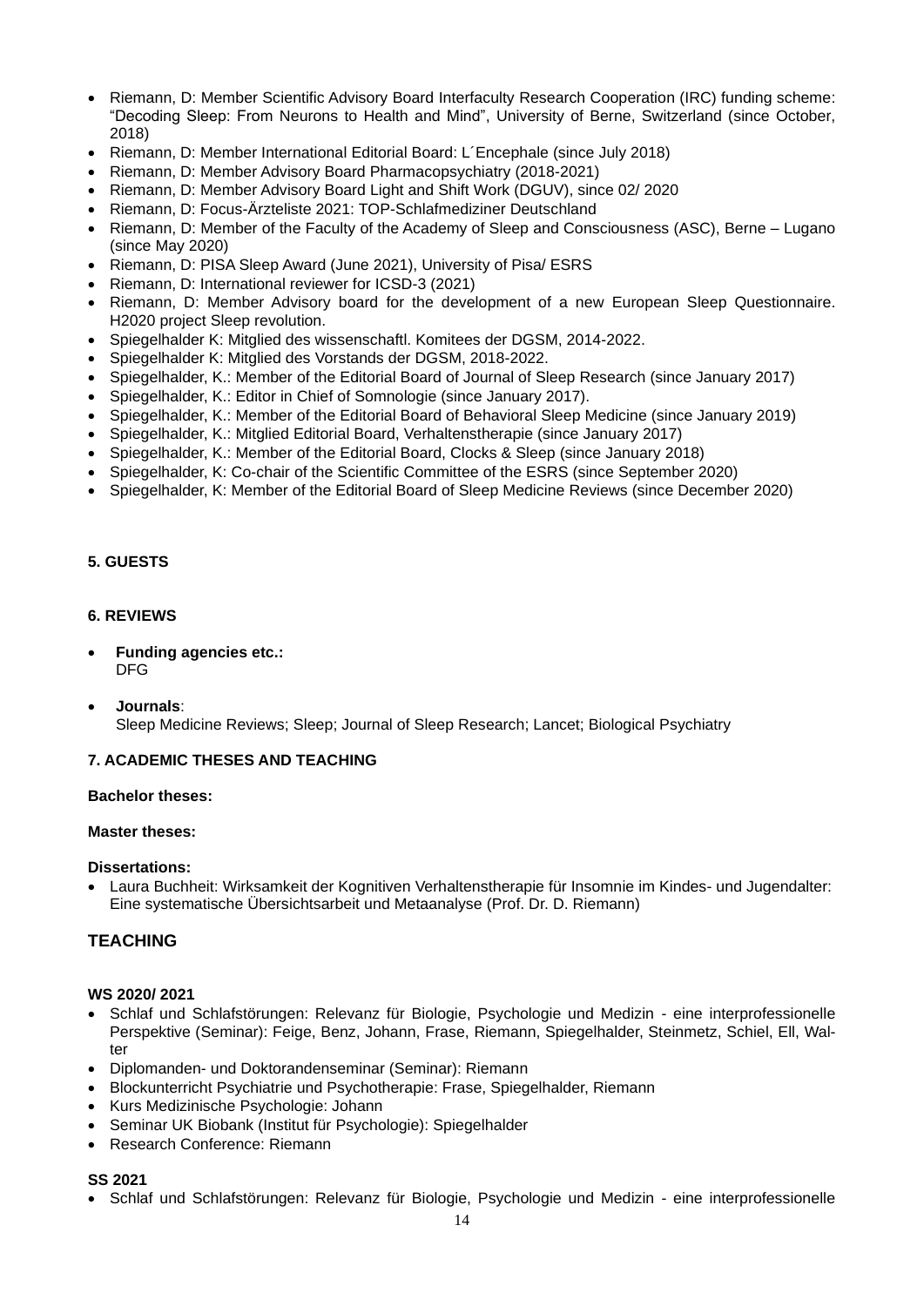- Riemann, D: Member Scientific Advisory Board Interfaculty Research Cooperation (IRC) funding scheme: "Decoding Sleep: From Neurons to Health and Mind", University of Berne, Switzerland (since October, 2018)
- Riemann, D: Member International Editorial Board: L´Encephale (since July 2018)
- Riemann, D: Member Advisory Board Pharmacopsychiatry (2018-2021)
- Riemann, D: Member Advisory Board Light and Shift Work (DGUV), since 02/ 2020
- Riemann, D: Focus-Ärzteliste 2021: TOP-Schlafmediziner Deutschland
- Riemann, D: Member of the Faculty of the Academy of Sleep and Consciousness (ASC), Berne – Lugano (since May 2020)
- Riemann, D: PISA Sleep Award (June 2021), University of Pisa/ ESRS
- Riemann, D: International reviewer for ICSD-3 (2021)
- Riemann, D: Member Advisory board for the development of a new European Sleep Questionnaire. H2020 project Sleep revolution.
- Spiegelhalder K: Mitglied des wissenschaftl. Komitees der DGSM, 2014-2022.
- Spiegelhalder K: Mitglied des Vorstands der DGSM, 2018-2022.
- Spiegelhalder, K.: Member of the Editorial Board of Journal of Sleep Research (since January 2017)
- Spiegelhalder, K.: Editor in Chief of Somnologie (since January 2017).
- Spiegelhalder, K.: Member of the Editorial Board of Behavioral Sleep Medicine (since January 2019)
- Spiegelhalder, K.: Mitglied Editorial Board, Verhaltenstherapie (since January 2017)
- Spiegelhalder, K.: Member of the Editorial Board, Clocks & Sleep (since January 2018)
- Spiegelhalder, K: Co-chair of the Scientific Committee of the ESRS (since September 2020)
- Spiegelhalder, K: Member of the Editorial Board of Sleep Medicine Reviews (since December 2020)

**5. GUESTS**

**6. REVIEWS**

- **Funding agencies etc.:**
  DFG

- **Journals**:
  Sleep Medicine Reviews; Sleep; Journal of Sleep Research; Lancet; Biological Psychiatry

**7. ACADEMIC THESES AND TEACHING**

**Bachelor theses:**

**Master theses:**

**Dissertations:**

- Laura Buchheit: Wirksamkeit der Kognitiven Verhaltenstherapie für Insomnie im Kindes- und Jugendalter: Eine systematische Übersichtsarbeit und Metaanalyse (Prof. Dr. D. Riemann)

## TEACHING

**WS 2020/ 2021**

- Schlaf und Schlafstörungen: Relevanz für Biologie, Psychologie und Medizin - eine interprofessionelle Perspektive (Seminar): Feige, Benz, Johann, Frase, Riemann, Spiegelhalder, Steinmetz, Schiel, Ell, Walter
- Diplomanden- und Doktorandenseminar (Seminar): Riemann
- Blockunterricht Psychiatrie und Psychotherapie: Frase, Spiegelhalder, Riemann
- Kurs Medizinische Psychologie: Johann
- Seminar UK Biobank (Institut für Psychologie): Spiegelhalder
- Research Conference: Riemann

**SS 2021**

- Schlaf und Schlafstörungen: Relevanz für Biologie, Psychologie und Medizin - eine interprofessionelle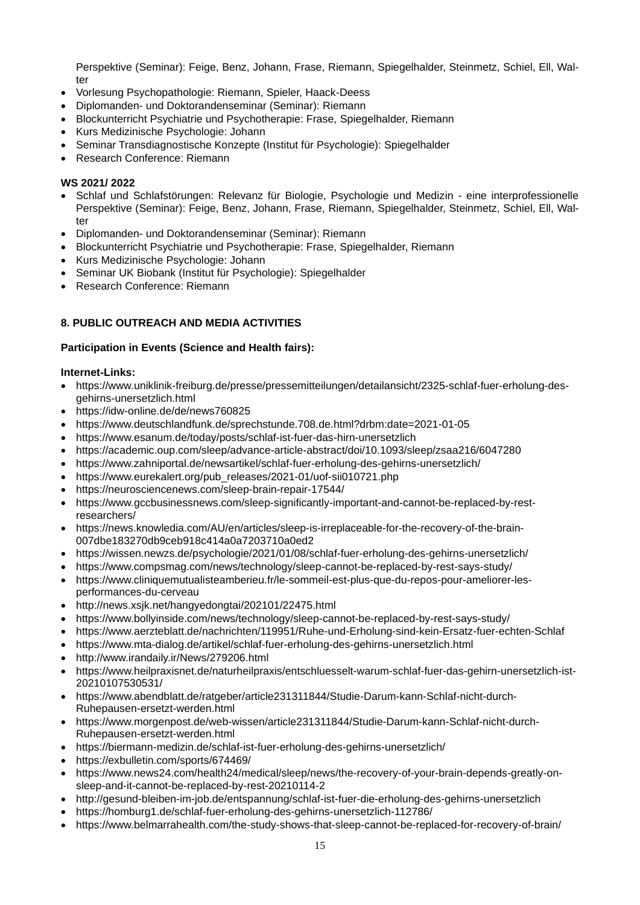Perspektive (Seminar): Feige, Benz, Johann, Frase, Riemann, Spiegelhalder, Steinmetz, Schiel, Ell, Walter

- Vorlesung Psychopathologie: Riemann, Spieler, Haack-Deess
- Diplomanden- und Doktorandenseminar (Seminar): Riemann
- Blockunterricht Psychiatrie und Psychotherapie: Frase, Spiegelhalder, Riemann
- Kurs Medizinische Psychologie: Johann
- Seminar Transdiagnostische Konzepte (Institut für Psychologie): Spiegelhalder
- Research Conference: Riemann

**WS 2021/ 2022**

- Schlaf und Schlafstörungen: Relevanz für Biologie, Psychologie und Medizin - eine interprofessionelle Perspektive (Seminar): Feige, Benz, Johann, Frase, Riemann, Spiegelhalder, Steinmetz, Schiel, Ell, Walter
- Diplomanden- und Doktorandenseminar (Seminar): Riemann
- Blockunterricht Psychiatrie und Psychotherapie: Frase, Spiegelhalder, Riemann
- Kurs Medizinische Psychologie: Johann
- Seminar UK Biobank (Institut für Psychologie): Spiegelhalder
- Research Conference: Riemann

## 8. PUBLIC OUTREACH AND MEDIA ACTIVITIES

**Participation in Events (Science and Health fairs):**

**Internet-Links:**

- https://www.uniklinik-freiburg.de/presse/pressemitteilungen/detailansicht/2325-schlaf-fuer-erholung-des-gehirns-unersetzlich.html
- https://idw-online.de/de/news760825
- https://www.deutschlandfunk.de/sprechstunde.708.de.html?drbm:date=2021-01-05
- https://www.esanum.de/today/posts/schlaf-ist-fuer-das-hirn-unersetzlich
- https://academic.oup.com/sleep/advance-article-abstract/doi/10.1093/sleep/zsaa216/6047280
- https://www.zahniportal.de/newsartikel/schlaf-fuer-erholung-des-gehirns-unersetzlich/
- https://www.eurekalert.org/pub_releases/2021-01/uof-sii010721.php
- https://neurosciencenews.com/sleep-brain-repair-17544/
- https://www.gccbusinessnews.com/sleep-significantly-important-and-cannot-be-replaced-by-rest-researchers/
- https://news.knowledia.com/AU/en/articles/sleep-is-irreplaceable-for-the-recovery-of-the-brain-007dbe183270db9ceb918c414a0a7203710a0ed2
- https://wissen.newzs.de/psychologie/2021/01/08/schlaf-fuer-erholung-des-gehirns-unersetzlich/
- https://www.compsmag.com/news/technology/sleep-cannot-be-replaced-by-rest-says-study/
- https://www.cliniquemutualisteamberieu.fr/le-sommeil-est-plus-que-du-repos-pour-ameliorer-les-performances-du-cerveau
- http://news.xsjk.net/hangyedongtai/202101/22475.html
- https://www.bollyinside.com/news/technology/sleep-cannot-be-replaced-by-rest-says-study/
- https://www.aerzteblatt.de/nachrichten/119951/Ruhe-und-Erholung-sind-kein-Ersatz-fuer-echten-Schlaf
- https://www.mta-dialog.de/artikel/schlaf-fuer-erholung-des-gehirns-unersetzlich.html
- http://www.irandaily.ir/News/279206.html
- https://www.heilpraxisnet.de/naturheilpraxis/entschluesselt-warum-schlaf-fuer-das-gehirn-unersetzlich-ist-20210107530531/
- https://www.abendblatt.de/ratgeber/article231311844/Studie-Darum-kann-Schlaf-nicht-durch-Ruhepausen-ersetzt-werden.html
- https://www.morgenpost.de/web-wissen/article231311844/Studie-Darum-kann-Schlaf-nicht-durch-Ruhepausen-ersetzt-werden.html
- https://biermann-medizin.de/schlaf-ist-fuer-erholung-des-gehirns-unersetzlich/
- https://exbulletin.com/sports/674469/
- https://www.news24.com/health24/medical/sleep/news/the-recovery-of-your-brain-depends-greatly-on-sleep-and-it-cannot-be-replaced-by-rest-20210114-2
- http://gesund-bleiben-im-job.de/entspannung/schlaf-ist-fuer-die-erholung-des-gehirns-unersetzlich
- https://homburg1.de/schlaf-fuer-erholung-des-gehirns-unersetzlich-112786/
- https://www.belmarrahealth.com/the-study-shows-that-sleep-cannot-be-replaced-for-recovery-of-brain/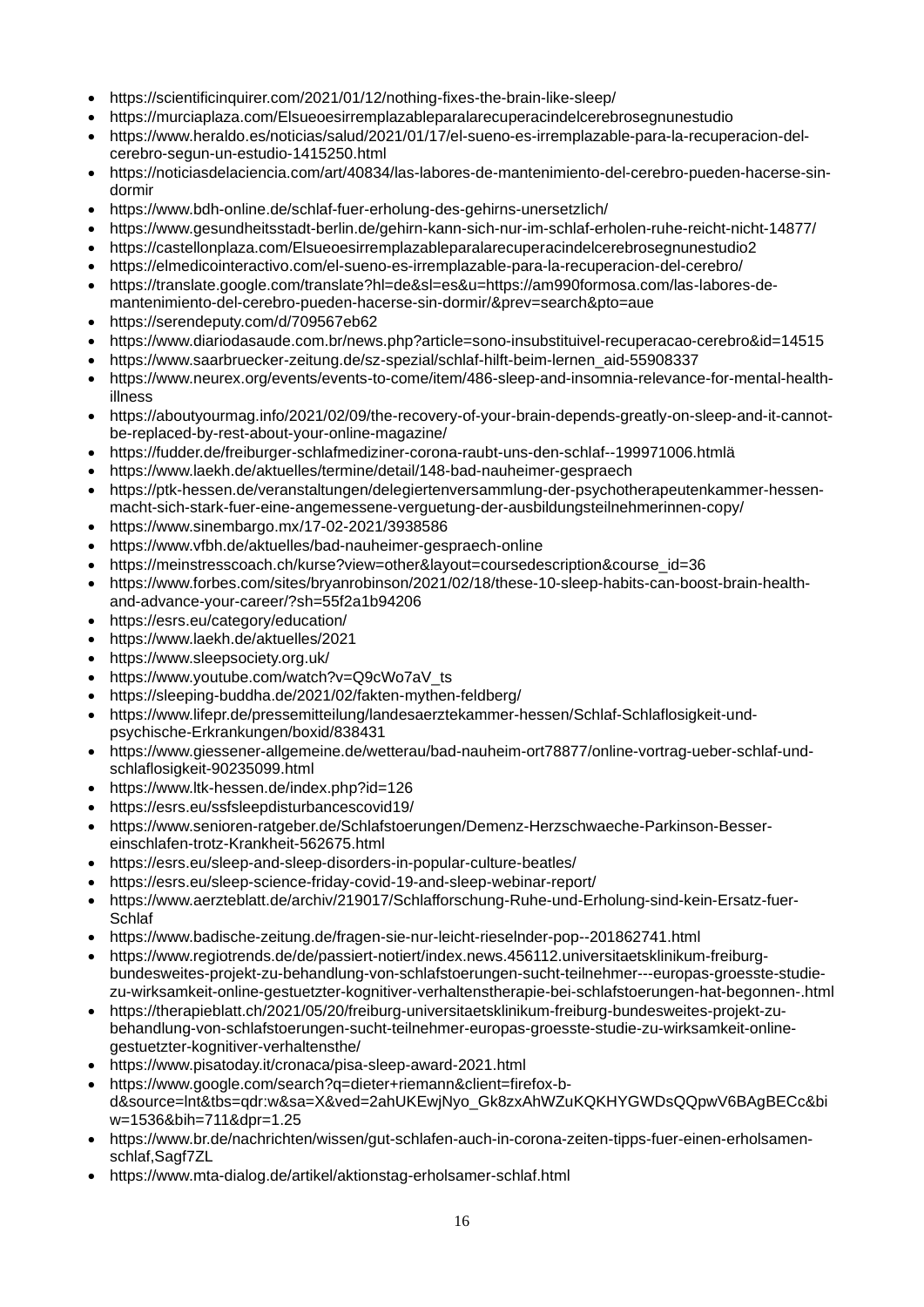- https://scientificinquirer.com/2021/01/12/nothing-fixes-the-brain-like-sleep/
- https://murciaplaza.com/Elsueoesirremplazableparalarecuperacindelcerebrosegnunestudio
- https://www.heraldo.es/noticias/salud/2021/01/17/el-sueno-es-irremplazable-para-la-recuperacion-del-cerebro-segun-un-estudio-1415250.html
- https://noticiasdelaciencia.com/art/40834/las-labores-de-mantenimiento-del-cerebro-pueden-hacerse-sin-dormir
- https://www.bdh-online.de/schlaf-fuer-erholung-des-gehirns-unersetzlich/
- https://www.gesundheitsstadt-berlin.de/gehirn-kann-sich-nur-im-schlaf-erholen-ruhe-reicht-nicht-14877/
- https://castellonplaza.com/Elsueoesirremplazableparalarecuperacindelcerebrosegnunestudio2
- https://elmedicointeractivo.com/el-sueno-es-irremplazable-para-la-recuperacion-del-cerebro/
- https://translate.google.com/translate?hl=de&sl=es&u=https://am990formosa.com/las-labores-de-mantenimiento-del-cerebro-pueden-hacerse-sin-dormir/&prev=search&pto=aue
- https://serendeputy.com/d/709567eb62
- https://www.diariodasaude.com.br/news.php?article=sono-insubstituivel-recuperacao-cerebro&id=14515
- https://www.saarbruecker-zeitung.de/sz-spezial/schlaf-hilft-beim-lernen_aid-55908337
- https://www.neurex.org/events/events-to-come/item/486-sleep-and-insomnia-relevance-for-mental-health-illness
- https://aboutyourmag.info/2021/02/09/the-recovery-of-your-brain-depends-greatly-on-sleep-and-it-cannot-be-replaced-by-rest-about-your-online-magazine/
- https://fudder.de/freiburger-schlafmediziner-corona-raubt-uns-den-schlaf--199971006.htmlä
- https://www.laekh.de/aktuelles/termine/detail/148-bad-nauheimer-gespraech
- https://ptk-hessen.de/veranstaltungen/delegiertenversammlung-der-psychotherapeutenkammer-hessen-macht-sich-stark-fuer-eine-angemessene-verguetung-der-ausbildungsteilnehmerinnen-copy/
- https://www.sinembargo.mx/17-02-2021/3938586
- https://www.vfbh.de/aktuelles/bad-nauheimer-gespraech-online
- https://meinstresscoach.ch/kurse?view=other&layout=coursedescription&course_id=36
- https://www.forbes.com/sites/bryanrobinson/2021/02/18/these-10-sleep-habits-can-boost-brain-health-and-advance-your-career/?sh=55f2a1b94206
- https://esrs.eu/category/education/
- https://www.laekh.de/aktuelles/2021
- https://www.sleepsociety.org.uk/
- https://www.youtube.com/watch?v=Q9cWo7aV_ts
- https://sleeping-buddha.de/2021/02/fakten-mythen-feldberg/
- https://www.lifepr.de/pressemitteilung/landesaerztekammer-hessen/Schlaf-Schlaflosigkeit-und-psychische-Erkrankungen/boxid/838431
- https://www.giessener-allgemeine.de/wetterau/bad-nauheim-ort78877/online-vortrag-ueber-schlaf-und-schlaflosigkeit-90235099.html
- https://www.ltk-hessen.de/index.php?id=126
- https://esrs.eu/ssfsleepdisturbancescovid19/
- https://www.senioren-ratgeber.de/Schlafstoerungen/Demenz-Herzschwaeche-Parkinson-Besser-einschlafen-trotz-Krankheit-562675.html
- https://esrs.eu/sleep-and-sleep-disorders-in-popular-culture-beatles/
- https://esrs.eu/sleep-science-friday-covid-19-and-sleep-webinar-report/
- https://www.aerzteblatt.de/archiv/219017/Schlafforschung-Ruhe-und-Erholung-sind-kein-Ersatz-fuer-Schlaf
- https://www.badische-zeitung.de/fragen-sie-nur-leicht-rieselnder-pop--201862741.html
- https://www.regiotrends.de/de/passiert-notiert/index.news.456112.universitaetsklinikum-freiburg-bundesweites-projekt-zu-behandlung-von-schlafstoerungen-sucht-teilnehmer---europas-groesste-studie-zu-wirksamkeit-online-gestuetzter-kognitiver-verhaltenstherapie-bei-schlafstoerungen-hat-begonnen-.html
- https://therapieblatt.ch/2021/05/20/freiburg-universitaetsklinikum-freiburg-bundesweites-projekt-zu-behandlung-von-schlafstoerungen-sucht-teilnehmer-europas-groesste-studie-zu-wirksamkeit-online-gestuetzter-kognitiver-verhaltensthe/
- https://www.pisatoday.it/cronaca/pisa-sleep-award-2021.html
- https://www.google.com/search?q=dieter+riemann&client=firefox-b-d&source=lnt&tbs=qdr:w&sa=X&ved=2ahUKEwjNyo_Gk8zxAhWZuKQKHYGWDsQQpwV6BAgBECc&biw=1536&bih=711&dpr=1.25
- https://www.br.de/nachrichten/wissen/gut-schlafen-auch-in-corona-zeiten-tipps-fuer-einen-erholsamen-schlaf,Sagf7ZL
- https://www.mta-dialog.de/artikel/aktionstag-erholsamer-schlaf.html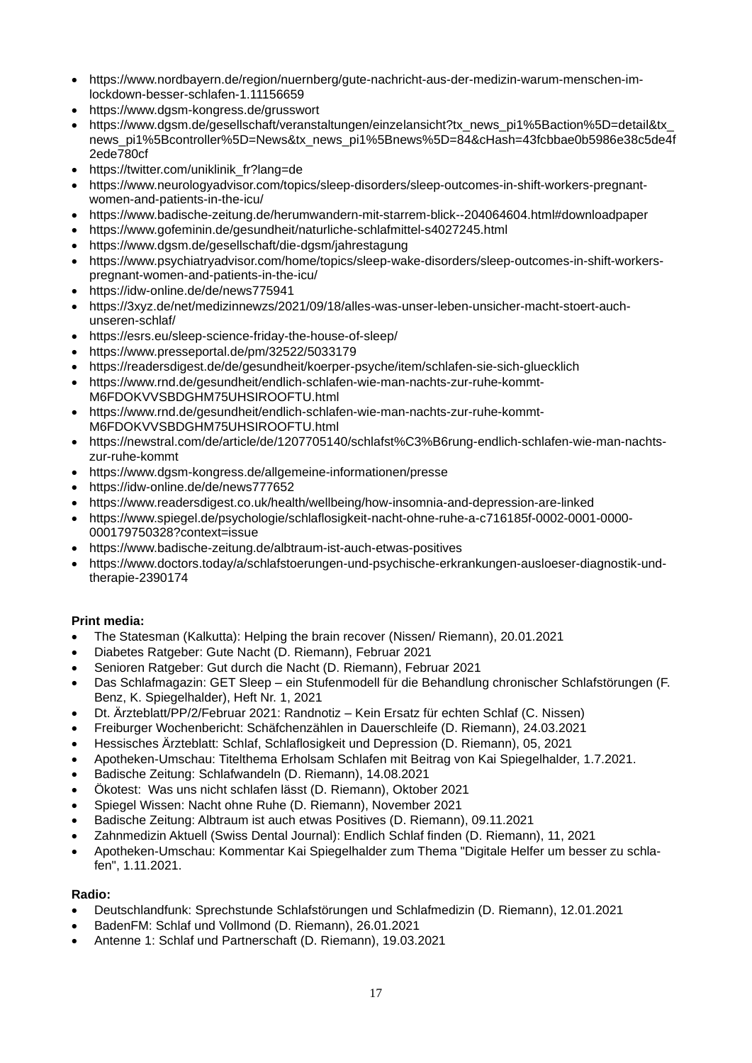- https://www.nordbayern.de/region/nuernberg/gute-nachricht-aus-der-medizin-warum-menschen-im-lockdown-besser-schlafen-1.11156659
- https://www.dgsm-kongress.de/grusswort
- https://www.dgsm.de/gesellschaft/veranstaltungen/einzelansicht?tx_news_pi1%5Baction%5D=detail&tx_news_pi1%5Bcontroller%5D=News&tx_news_pi1%5Bnews%5D=84&cHash=43fcbbae0b5986e38c5de4f2ede780cf
- https://twitter.com/uniklinik_fr?lang=de
- https://www.neurologyadvisor.com/topics/sleep-disorders/sleep-outcomes-in-shift-workers-pregnant-women-and-patients-in-the-icu/
- https://www.badische-zeitung.de/herumwandern-mit-starrem-blick--204064604.html#downloadpaper
- https://www.gofeminin.de/gesundheit/naturliche-schlafmittel-s4027245.html
- https://www.dgsm.de/gesellschaft/die-dgsm/jahrestagung
- https://www.psychiatryadvisor.com/home/topics/sleep-wake-disorders/sleep-outcomes-in-shift-workers-pregnant-women-and-patients-in-the-icu/
- https://idw-online.de/de/news775941
- https://3xyz.de/net/medizinnewzs/2021/09/18/alles-was-unser-leben-unsicher-macht-stoert-auch-unseren-schlaf/
- https://esrs.eu/sleep-science-friday-the-house-of-sleep/
- https://www.presseportal.de/pm/32522/5033179
- https://readersdigest.de/de/gesundheit/koerper-psyche/item/schlafen-sie-sich-gluecklich
- https://www.rnd.de/gesundheit/endlich-schlafen-wie-man-nachts-zur-ruhe-kommt-M6FDOKVVSBDGHM75UHSIROOFTU.html
- https://www.rnd.de/gesundheit/endlich-schlafen-wie-man-nachts-zur-ruhe-kommt-M6FDOKVVSBDGHM75UHSIROOFTU.html
- https://newstral.com/de/article/de/1207705140/schlafst%C3%B6rung-endlich-schlafen-wie-man-nachts-zur-ruhe-kommt
- https://www.dgsm-kongress.de/allgemeine-informationen/presse
- https://idw-online.de/de/news777652
- https://www.readersdigest.co.uk/health/wellbeing/how-insomnia-and-depression-are-linked
- https://www.spiegel.de/psychologie/schlaflosigkeit-nacht-ohne-ruhe-a-c716185f-0002-0001-0000-000179750328?context=issue
- https://www.badische-zeitung.de/albtraum-ist-auch-etwas-positives
- https://www.doctors.today/a/schlafstoerungen-und-psychische-erkrankungen-ausloeser-diagnostik-und-therapie-2390174

**Print media:**

- The Statesman (Kalkutta): Helping the brain recover (Nissen/ Riemann), 20.01.2021
- Diabetes Ratgeber: Gute Nacht (D. Riemann), Februar 2021
- Senioren Ratgeber: Gut durch die Nacht (D. Riemann), Februar 2021
- Das Schlafmagazin: GET Sleep – ein Stufenmodell für die Behandlung chronischer Schlafstörungen (F. Benz, K. Spiegelhalder), Heft Nr. 1, 2021
- Dt. Ärzteblatt/PP/2/Februar 2021: Randnotiz – Kein Ersatz für echten Schlaf (C. Nissen)
- Freiburger Wochenbericht: Schäfchenzählen in Dauerschleife (D. Riemann), 24.03.2021
- Hessisches Ärzteblatt: Schlaf, Schlaflosigkeit und Depression (D. Riemann), 05, 2021
- Apotheken-Umschau: Titelthema Erholsam Schlafen mit Beitrag von Kai Spiegelhalder, 1.7.2021.
- Badische Zeitung: Schlafwandeln (D. Riemann), 14.08.2021
- Ökotest: Was uns nicht schlafen lässt (D. Riemann), Oktober 2021
- Spiegel Wissen: Nacht ohne Ruhe (D. Riemann), November 2021
- Badische Zeitung: Albtraum ist auch etwas Positives (D. Riemann), 09.11.2021
- Zahnmedizin Aktuell (Swiss Dental Journal): Endlich Schlaf finden (D. Riemann), 11, 2021
- Apotheken-Umschau: Kommentar Kai Spiegelhalder zum Thema "Digitale Helfer um besser zu schlafen", 1.11.2021.

**Radio:**

- Deutschlandfunk: Sprechstunde Schlafstörungen und Schlafmedizin (D. Riemann), 12.01.2021
- BadenFM: Schlaf und Vollmond (D. Riemann), 26.01.2021
- Antenne 1: Schlaf und Partnerschaft (D. Riemann), 19.03.2021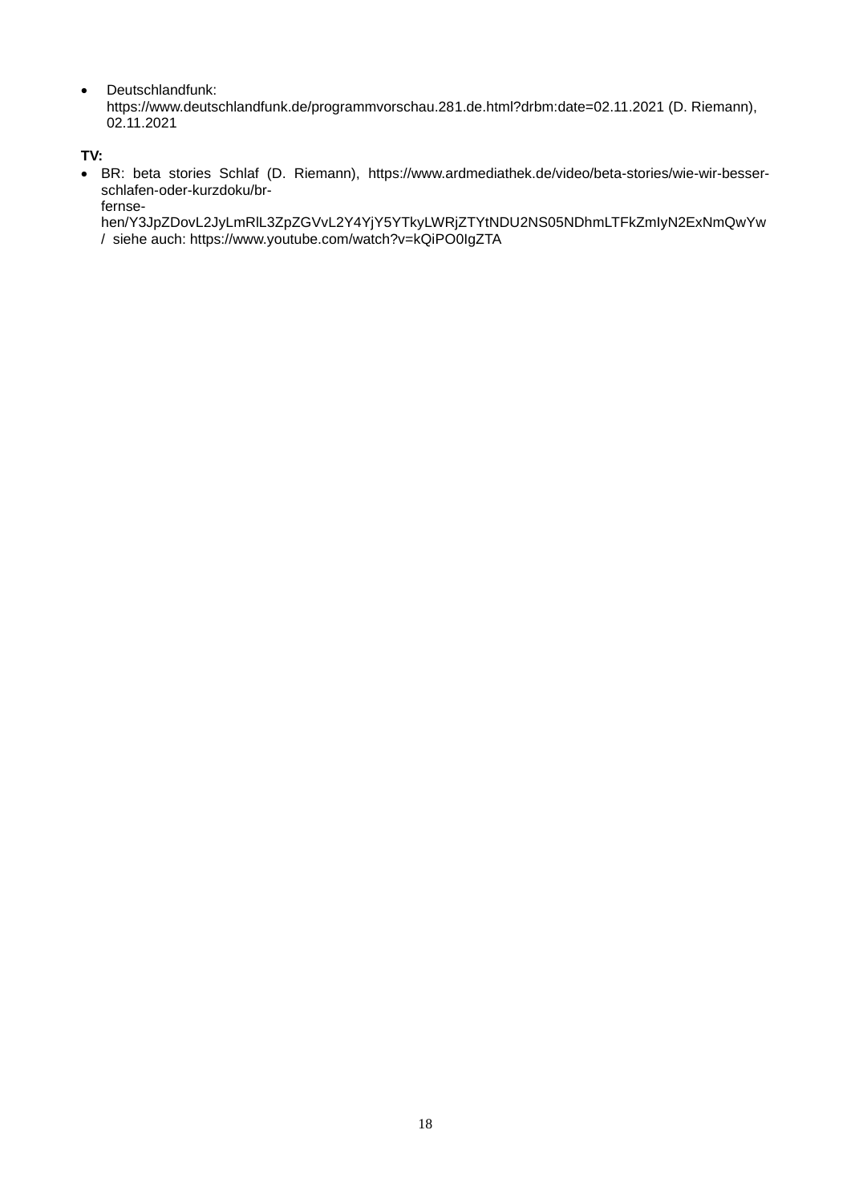- Deutschlandfunk: https://www.deutschlandfunk.de/programmvorschau.281.de.html?drbm:date=02.11.2021 (D. Riemann), 02.11.2021

**TV:**

- BR: beta stories Schlaf (D. Riemann), https://www.ardmediathek.de/video/beta-stories/wie-wir-besser-schlafen-oder-kurzdoku/br-fernsehen/Y3JpZDovL2JyLmRlL3ZpZGVvL2Y4YjY5YTkyLWRjZTYtNDU2NS05NDhmLTFkZmIyN2ExNmQwYw / siehe auch: https://www.youtube.com/watch?v=kQiPO0IgZTA